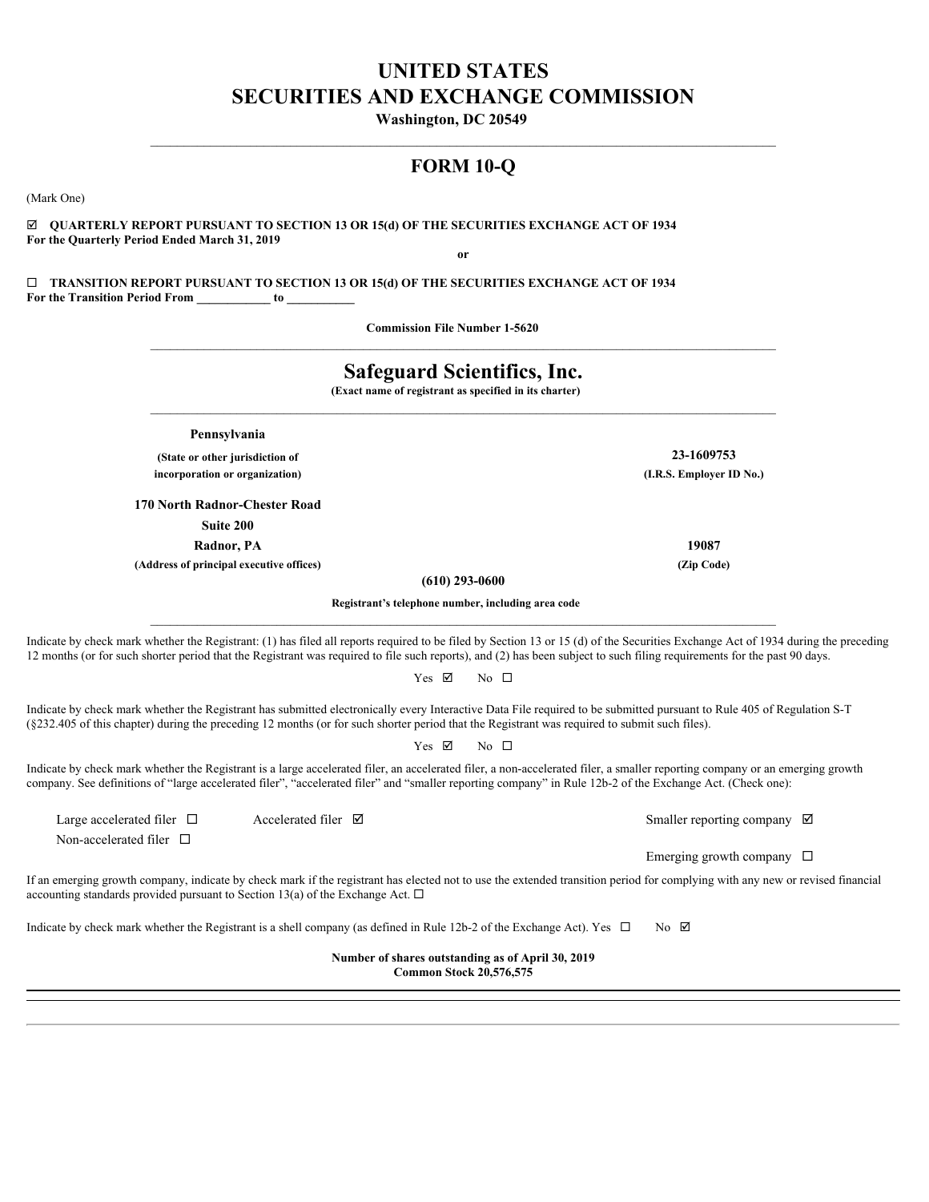# UNITED STATES
# SECURITIES AND EXCHANGE COMMISSION

**Washington, DC 20549**

---

## FORM 10-Q

(Mark One)

☑ **QUARTERLY REPORT PURSUANT TO SECTION 13 OR 15(d) OF THE SECURITIES EXCHANGE ACT OF 1934**
**For the Quarterly Period Ended March 31, 2019**

**or**

☐ **TRANSITION REPORT PURSUANT TO SECTION 13 OR 15(d) OF THE SECURITIES EXCHANGE ACT OF 1934**
**For the Transition Period From \_\_\_\_\_\_\_\_\_\_\_\_ to \_\_\_\_\_\_\_\_\_\_\_**

**Commission File Number 1-5620**

---

## Safeguard Scientifics, Inc.

**(Exact name of registrant as specified in its charter)**

---

| | |
|---|---|
| **Pennsylvania** | |
| **(State or other jurisdiction of incorporation or organization)** | **23-1609753** **(I.R.S. Employer ID No.)** |
| **170 North Radnor-Chester Road** **Suite 200** **Radnor, PA** | **19087** |
| **(Address of principal executive offices)** | **(Zip Code)** |

**(610) 293-0600**

**Registrant's telephone number, including area code**

---

Indicate by check mark whether the Registrant: (1) has filed all reports required to be filed by Section 13 or 15 (d) of the Securities Exchange Act of 1934 during the preceding 12 months (or for such shorter period that the Registrant was required to file such reports), and (2) has been subject to such filing requirements for the past 90 days.

Yes ☑ No ☐

Indicate by check mark whether the Registrant has submitted electronically every Interactive Data File required to be submitted pursuant to Rule 405 of Regulation S-T (§232.405 of this chapter) during the preceding 12 months (or for such shorter period that the Registrant was required to submit such files).

Yes ☑ No ☐

Indicate by check mark whether the Registrant is a large accelerated filer, an accelerated filer, a non-accelerated filer, a smaller reporting company or an emerging growth company. See definitions of "large accelerated filer", "accelerated filer" and "smaller reporting company" in Rule 12b-2 of the Exchange Act. (Check one):

| | | |
|---|---|---|
| Large accelerated filer ☐ | Accelerated filer ☑ | Smaller reporting company ☑ |
| Non-accelerated filer ☐ | | |
| | | Emerging growth company ☐ |

If an emerging growth company, indicate by check mark if the registrant has elected not to use the extended transition period for complying with any new or revised financial accounting standards provided pursuant to Section 13(a) of the Exchange Act. ☐

Indicate by check mark whether the Registrant is a shell company (as defined in Rule 12b-2 of the Exchange Act). Yes ☐ No ☑

**Number of shares outstanding as of April 30, 2019**
**Common Stock 20,576,575**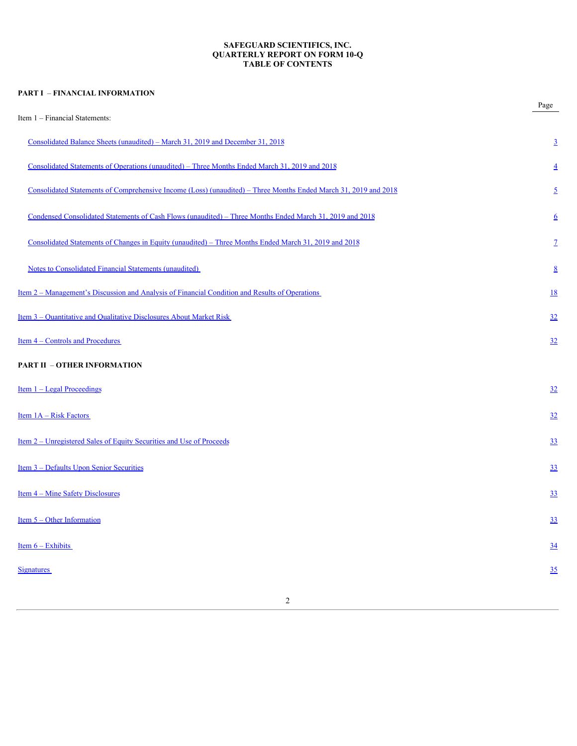**SAFEGUARD SCIENTIFICS, INC.**
**QUARTERLY REPORT ON FORM 10-Q**
**TABLE OF CONTENTS**

**PART I – FINANCIAL INFORMATION**

| | Page |
|---|---|
| Item 1 – Financial Statements: | |
| Consolidated Balance Sheets (unaudited) – March 31, 2019 and December 31, 2018 | 3 |
| Consolidated Statements of Operations (unaudited) – Three Months Ended March 31, 2019 and 2018 | 4 |
| Consolidated Statements of Comprehensive Income (Loss) (unaudited) – Three Months Ended March 31, 2019 and 2018 | 5 |
| Condensed Consolidated Statements of Cash Flows (unaudited) – Three Months Ended March 31, 2019 and 2018 | 6 |
| Consolidated Statements of Changes in Equity (unaudited) – Three Months Ended March 31, 2019 and 2018 | 7 |
| Notes to Consolidated Financial Statements (unaudited) | 8 |
| Item 2 – Management's Discussion and Analysis of Financial Condition and Results of Operations | 18 |
| Item 3 – Quantitative and Qualitative Disclosures About Market Risk | 32 |
| Item 4 – Controls and Procedures | 32 |

**PART II – OTHER INFORMATION**

| | Page |
|---|---|
| Item 1 – Legal Proceedings | 32 |
| Item 1A – Risk Factors | 32 |
| Item 2 – Unregistered Sales of Equity Securities and Use of Proceeds | 33 |
| Item 3 – Defaults Upon Senior Securities | 33 |
| Item 4 – Mine Safety Disclosures | 33 |
| Item 5 – Other Information | 33 |
| Item 6 – Exhibits | 34 |
| Signatures | 35 |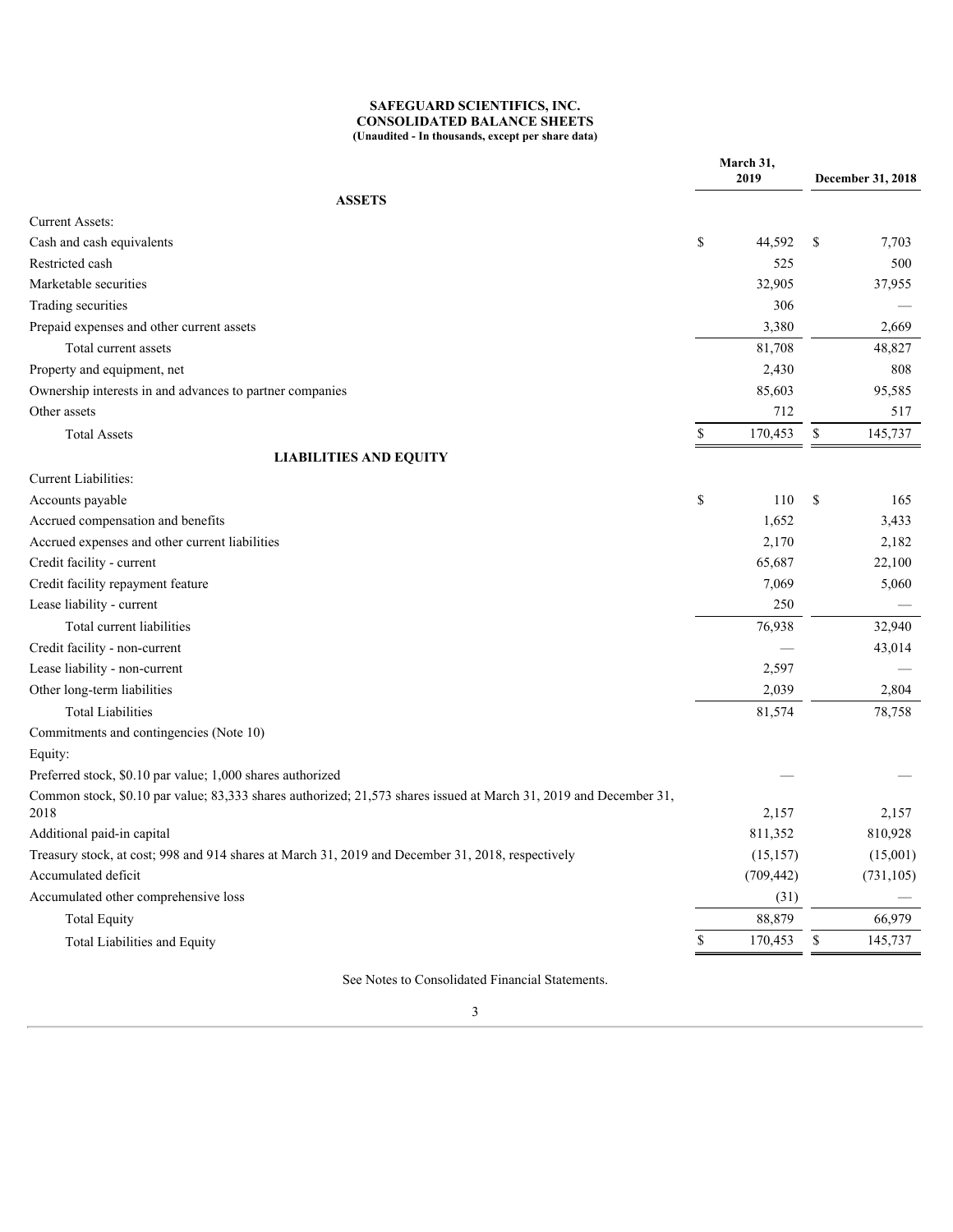**SAFEGUARD SCIENTIFICS, INC.**
**CONSOLIDATED BALANCE SHEETS**
**(Unaudited - In thousands, except per share data)**

| | March 31, 2019 | December 31, 2018 |
|---|---|---|
| **ASSETS** | | |
| Current Assets: | | |
| Cash and cash equivalents | $ 44,592 | $ 7,703 |
| Restricted cash | 525 | 500 |
| Marketable securities | 32,905 | 37,955 |
| Trading securities | 306 | — |
| Prepaid expenses and other current assets | 3,380 | 2,669 |
| Total current assets | 81,708 | 48,827 |
| Property and equipment, net | 2,430 | 808 |
| Ownership interests in and advances to partner companies | 85,603 | 95,585 |
| Other assets | 712 | 517 |
| Total Assets | $ 170,453 | $ 145,737 |
| **LIABILITIES AND EQUITY** | | |
| Current Liabilities: | | |
| Accounts payable | $ 110 | $ 165 |
| Accrued compensation and benefits | 1,652 | 3,433 |
| Accrued expenses and other current liabilities | 2,170 | 2,182 |
| Credit facility - current | 65,687 | 22,100 |
| Credit facility repayment feature | 7,069 | 5,060 |
| Lease liability - current | 250 | — |
| Total current liabilities | 76,938 | 32,940 |
| Credit facility - non-current | — | 43,014 |
| Lease liability - non-current | 2,597 | — |
| Other long-term liabilities | 2,039 | 2,804 |
| Total Liabilities | 81,574 | 78,758 |
| Commitments and contingencies (Note 10) | | |
| Equity: | | |
| Preferred stock, $0.10 par value; 1,000 shares authorized | — | — |
| Common stock, $0.10 par value; 83,333 shares authorized; 21,573 shares issued at March 31, 2019 and December 31, 2018 | 2,157 | 2,157 |
| Additional paid-in capital | 811,352 | 810,928 |
| Treasury stock, at cost; 998 and 914 shares at March 31, 2019 and December 31, 2018, respectively | (15,157) | (15,001) |
| Accumulated deficit | (709,442) | (731,105) |
| Accumulated other comprehensive loss | (31) | — |
| Total Equity | 88,879 | 66,979 |
| Total Liabilities and Equity | $ 170,453 | $ 145,737 |

See Notes to Consolidated Financial Statements.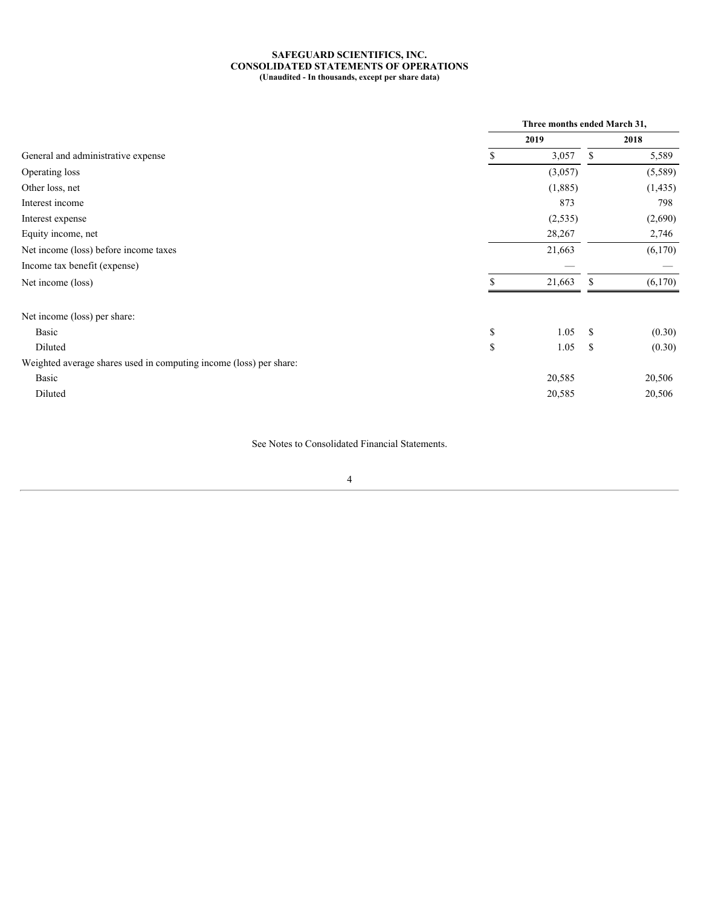**SAFEGUARD SCIENTIFICS, INC.**
**CONSOLIDATED STATEMENTS OF OPERATIONS**
**(Unaudited - In thousands, except per share data)**

| | Three months ended March 31, | |
|---|---|---|
| | 2019 | 2018 |
| General and administrative expense | $ 3,057 | $ 5,589 |
| Operating loss | (3,057) | (5,589) |
| Other loss, net | (1,885) | (1,435) |
| Interest income | 873 | 798 |
| Interest expense | (2,535) | (2,690) |
| Equity income, net | 28,267 | 2,746 |
| Net income (loss) before income taxes | 21,663 | (6,170) |
| Income tax benefit (expense) | — | — |
| Net income (loss) | $ 21,663 | $ (6,170) |
| Net income (loss) per share: | | |
| Basic | $ 1.05 | $ (0.30) |
| Diluted | $ 1.05 | $ (0.30) |
| Weighted average shares used in computing income (loss) per share: | | |
| Basic | 20,585 | 20,506 |
| Diluted | 20,585 | 20,506 |

See Notes to Consolidated Financial Statements.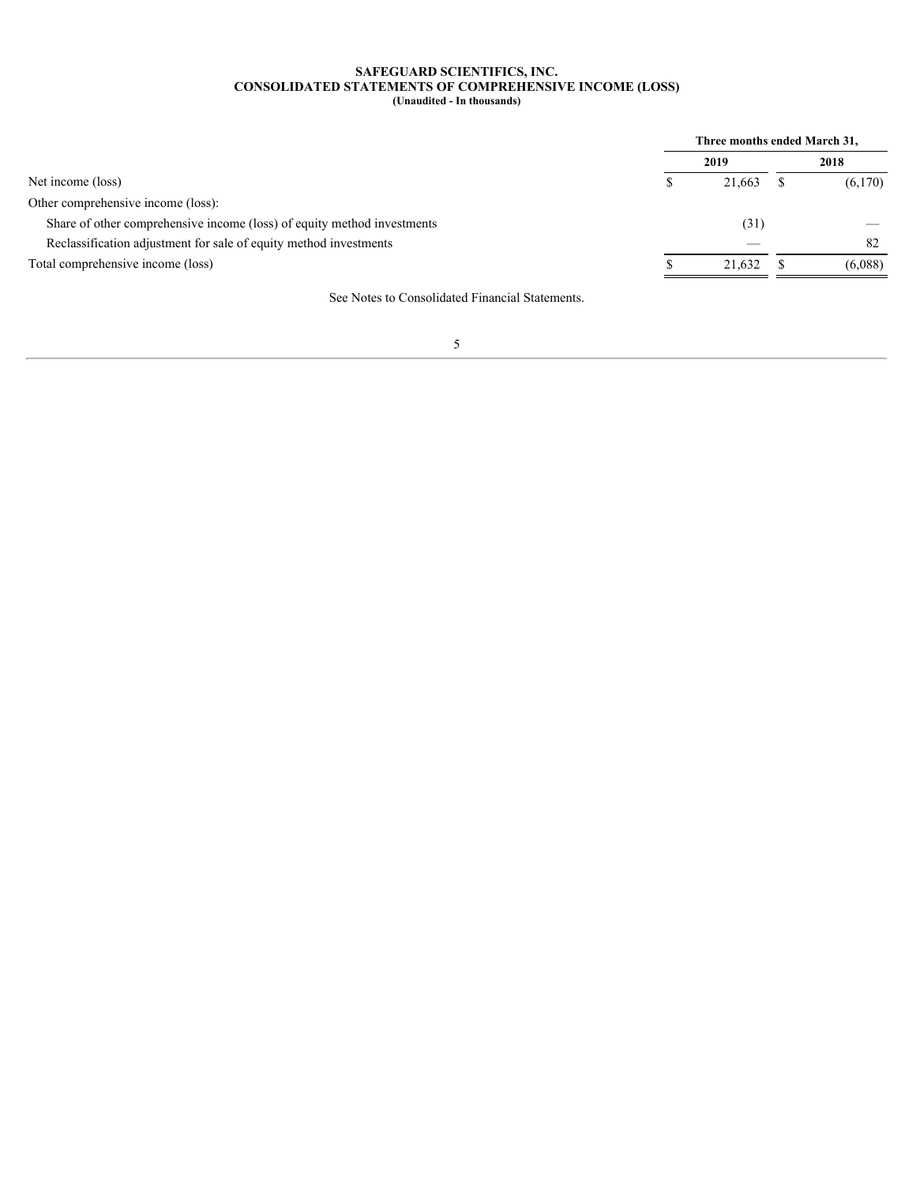**SAFEGUARD SCIENTIFICS, INC.**
**CONSOLIDATED STATEMENTS OF COMPREHENSIVE INCOME (LOSS)**
**(Unaudited - In thousands)**

| | Three months ended March 31, | |
|---|---|---|
| | **2019** | **2018** |
| Net income (loss) | $ 21,663 | $ (6,170) |
| Other comprehensive income (loss): | | |
| Share of other comprehensive income (loss) of equity method investments | (31) | — |
| Reclassification adjustment for sale of equity method investments | — | 82 |
| Total comprehensive income (loss) | $ 21,632 | $ (6,088) |

See Notes to Consolidated Financial Statements.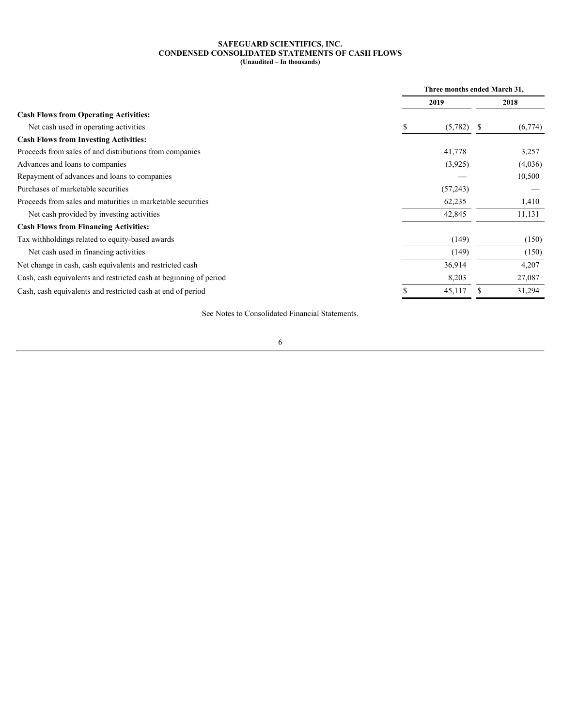**SAFEGUARD SCIENTIFICS, INC.**
**CONDENSED CONSOLIDATED STATEMENTS OF CASH FLOWS**
**(Unaudited – In thousands)**

| | Three months ended March 31, | |
|---|---|---|
| | 2019 | 2018 |
| **Cash Flows from Operating Activities:** | | |
| Net cash used in operating activities | $ (5,782) | $ (6,774) |
| **Cash Flows from Investing Activities:** | | |
| Proceeds from sales of and distributions from companies | 41,778 | 3,257 |
| Advances and loans to companies | (3,925) | (4,036) |
| Repayment of advances and loans to companies | — | 10,500 |
| Purchases of marketable securities | (57,243) | — |
| Proceeds from sales and maturities in marketable securities | 62,235 | 1,410 |
| Net cash provided by investing activities | 42,845 | 11,131 |
| **Cash Flows from Financing Activities:** | | |
| Tax withholdings related to equity-based awards | (149) | (150) |
| Net cash used in financing activities | (149) | (150) |
| Net change in cash, cash equivalents and restricted cash | 36,914 | 4,207 |
| Cash, cash equivalents and restricted cash at beginning of period | 8,203 | 27,087 |
| Cash, cash equivalents and restricted cash at end of period | $ 45,117 | $ 31,294 |

See Notes to Consolidated Financial Statements.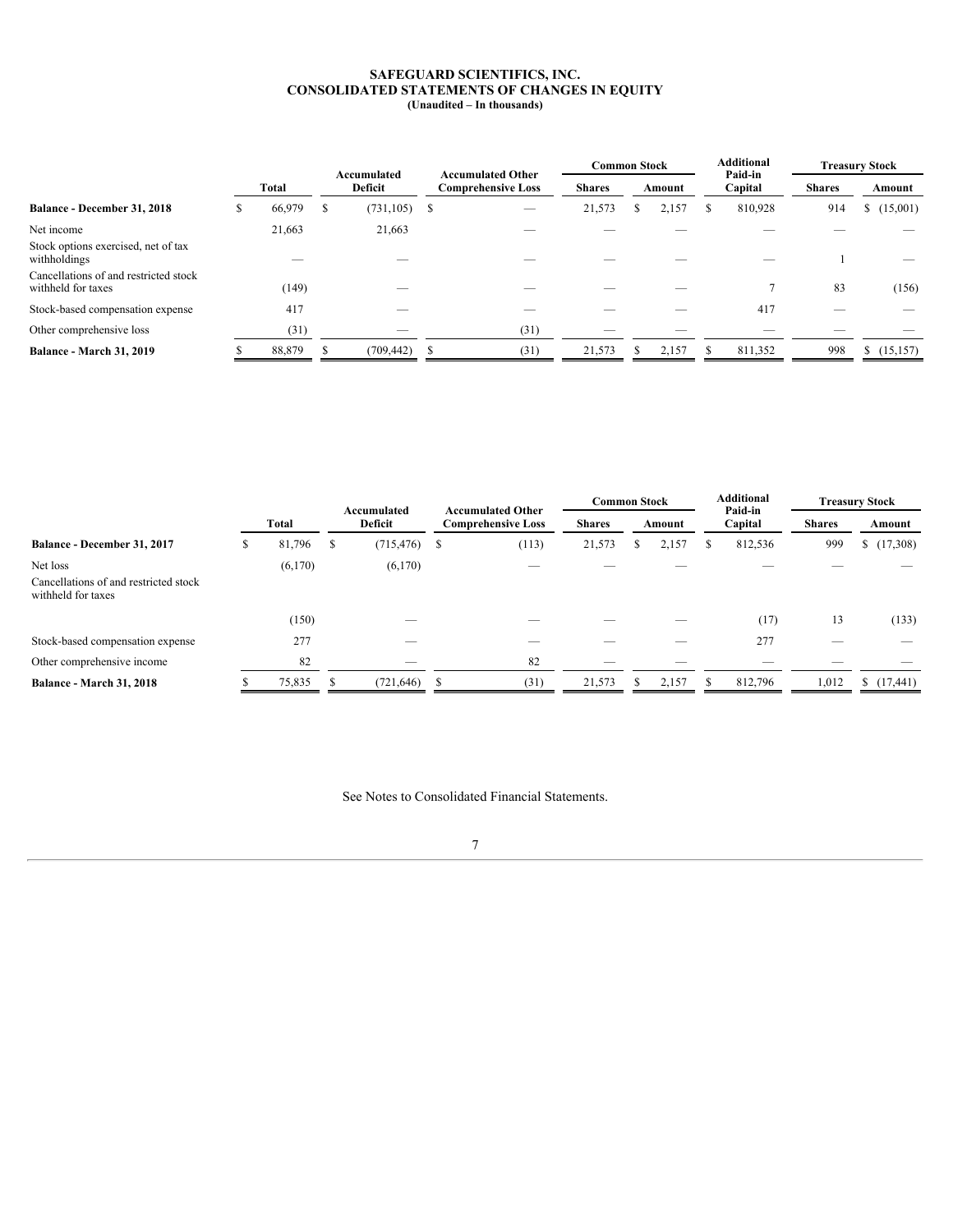# SAFEGUARD SCIENTIFICS, INC.
## CONSOLIDATED STATEMENTS OF CHANGES IN EQUITY
### (Unaudited – In thousands)

| | Total | Accumulated Deficit | Accumulated Other Comprehensive Loss | Common Stock | | Additional Paid-in Capital | Treasury Stock | |
|---|---|---|---|---|---|---|---|---|
| | | | | Shares | Amount | | Shares | Amount |
| **Balance - December 31, 2018** | $ 66,979 | $ (731,105) | $ — | 21,573 | $ 2,157 | $ 810,928 | 914 | $ (15,001) |
| Net income | 21,663 | 21,663 | — | — | — | — | — | — |
| Stock options exercised, net of tax withholdings | — | — | — | — | — | — | 1 | — |
| Cancellations of and restricted stock withheld for taxes | (149) | — | — | — | — | 7 | 83 | (156) |
| Stock-based compensation expense | 417 | — | — | — | — | 417 | — | — |
| Other comprehensive loss | (31) | — | (31) | — | — | — | — | — |
| **Balance - March 31, 2019** | $ 88,879 | $ (709,442) | $ (31) | 21,573 | $ 2,157 | $ 811,352 | 998 | $ (15,157) |

| | Total | Accumulated Deficit | Accumulated Other Comprehensive Loss | Common Stock | | Additional Paid-in Capital | Treasury Stock | |
|---|---|---|---|---|---|---|---|---|
| | | | | Shares | Amount | | Shares | Amount |
| **Balance - December 31, 2017** | $ 81,796 | $ (715,476) | $ (113) | 21,573 | $ 2,157 | $ 812,536 | 999 | $ (17,308) |
| Net loss | (6,170) | (6,170) | — | — | — | — | — | — |
| Cancellations of and restricted stock withheld for taxes | (150) | — | — | — | — | (17) | 13 | (133) |
| Stock-based compensation expense | 277 | — | — | — | — | 277 | — | — |
| Other comprehensive income | 82 | — | 82 | — | — | — | — | — |
| **Balance - March 31, 2018** | $ 75,835 | $ (721,646) | $ (31) | 21,573 | $ 2,157 | $ 812,796 | 1,012 | $ (17,441) |

See Notes to Consolidated Financial Statements.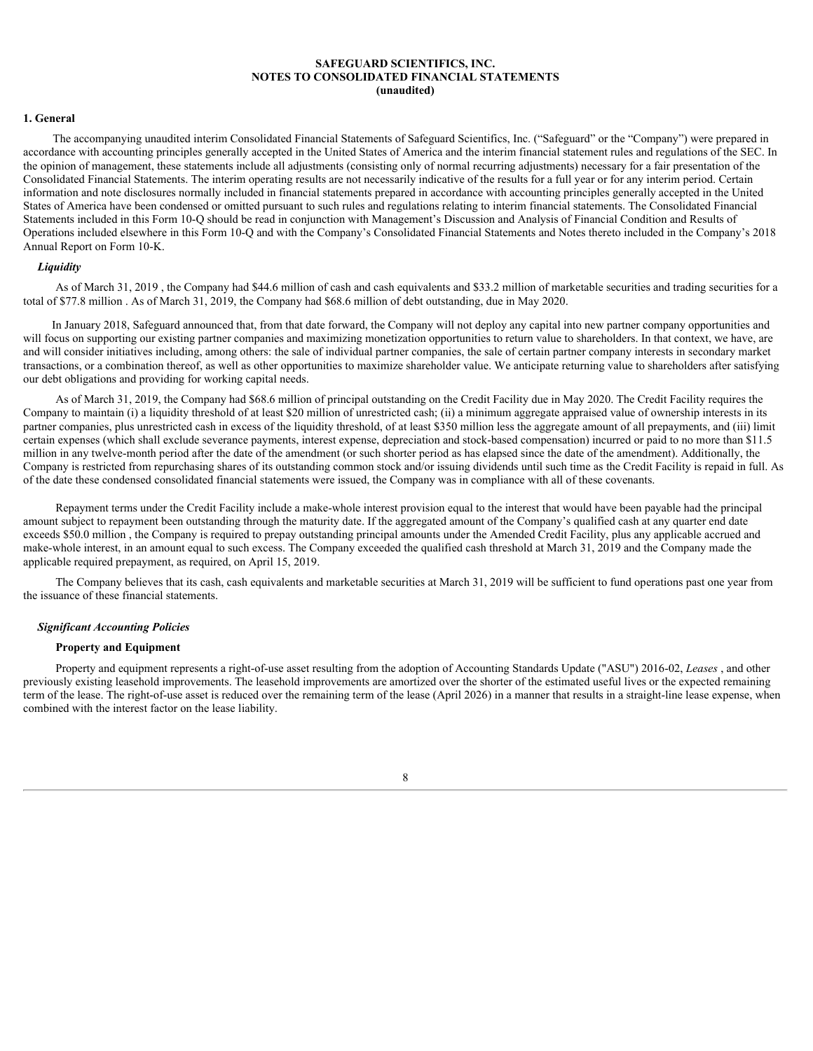**SAFEGUARD SCIENTIFICS, INC.**
**NOTES TO CONSOLIDATED FINANCIAL STATEMENTS**
**(unaudited)**

## 1. General

The accompanying unaudited interim Consolidated Financial Statements of Safeguard Scientifics, Inc. ("Safeguard" or the "Company") were prepared in accordance with accounting principles generally accepted in the United States of America and the interim financial statement rules and regulations of the SEC. In the opinion of management, these statements include all adjustments (consisting only of normal recurring adjustments) necessary for a fair presentation of the Consolidated Financial Statements. The interim operating results are not necessarily indicative of the results for a full year or for any interim period. Certain information and note disclosures normally included in financial statements prepared in accordance with accounting principles generally accepted in the United States of America have been condensed or omitted pursuant to such rules and regulations relating to interim financial statements. The Consolidated Financial Statements included in this Form 10-Q should be read in conjunction with Management's Discussion and Analysis of Financial Condition and Results of Operations included elsewhere in this Form 10-Q and with the Company's Consolidated Financial Statements and Notes thereto included in the Company's 2018 Annual Report on Form 10-K.

### *Liquidity*

As of March 31, 2019 , the Company had $44.6 million of cash and cash equivalents and $33.2 million of marketable securities and trading securities for a total of $77.8 million . As of March 31, 2019, the Company had $68.6 million of debt outstanding, due in May 2020.

In January 2018, Safeguard announced that, from that date forward, the Company will not deploy any capital into new partner company opportunities and will focus on supporting our existing partner companies and maximizing monetization opportunities to return value to shareholders. In that context, we have, are and will consider initiatives including, among others: the sale of individual partner companies, the sale of certain partner company interests in secondary market transactions, or a combination thereof, as well as other opportunities to maximize shareholder value. We anticipate returning value to shareholders after satisfying our debt obligations and providing for working capital needs.

As of March 31, 2019, the Company had $68.6 million of principal outstanding on the Credit Facility due in May 2020. The Credit Facility requires the Company to maintain (i) a liquidity threshold of at least $20 million of unrestricted cash; (ii) a minimum aggregate appraised value of ownership interests in its partner companies, plus unrestricted cash in excess of the liquidity threshold, of at least $350 million less the aggregate amount of all prepayments, and (iii) limit certain expenses (which shall exclude severance payments, interest expense, depreciation and stock-based compensation) incurred or paid to no more than $11.5 million in any twelve-month period after the date of the amendment (or such shorter period as has elapsed since the date of the amendment). Additionally, the Company is restricted from repurchasing shares of its outstanding common stock and/or issuing dividends until such time as the Credit Facility is repaid in full. As of the date these condensed consolidated financial statements were issued, the Company was in compliance with all of these covenants.

Repayment terms under the Credit Facility include a make-whole interest provision equal to the interest that would have been payable had the principal amount subject to repayment been outstanding through the maturity date. If the aggregated amount of the Company's qualified cash at any quarter end date exceeds $50.0 million , the Company is required to prepay outstanding principal amounts under the Amended Credit Facility, plus any applicable accrued and make-whole interest, in an amount equal to such excess. The Company exceeded the qualified cash threshold at March 31, 2019 and the Company made the applicable required prepayment, as required, on April 15, 2019.

The Company believes that its cash, cash equivalents and marketable securities at March 31, 2019 will be sufficient to fund operations past one year from the issuance of these financial statements.

### *Significant Accounting Policies*

#### Property and Equipment

Property and equipment represents a right-of-use asset resulting from the adoption of Accounting Standards Update ("ASU") 2016-02, *Leases* , and other previously existing leasehold improvements. The leasehold improvements are amortized over the shorter of the estimated useful lives or the expected remaining term of the lease. The right-of-use asset is reduced over the remaining term of the lease (April 2026) in a manner that results in a straight-line lease expense, when combined with the interest factor on the lease liability.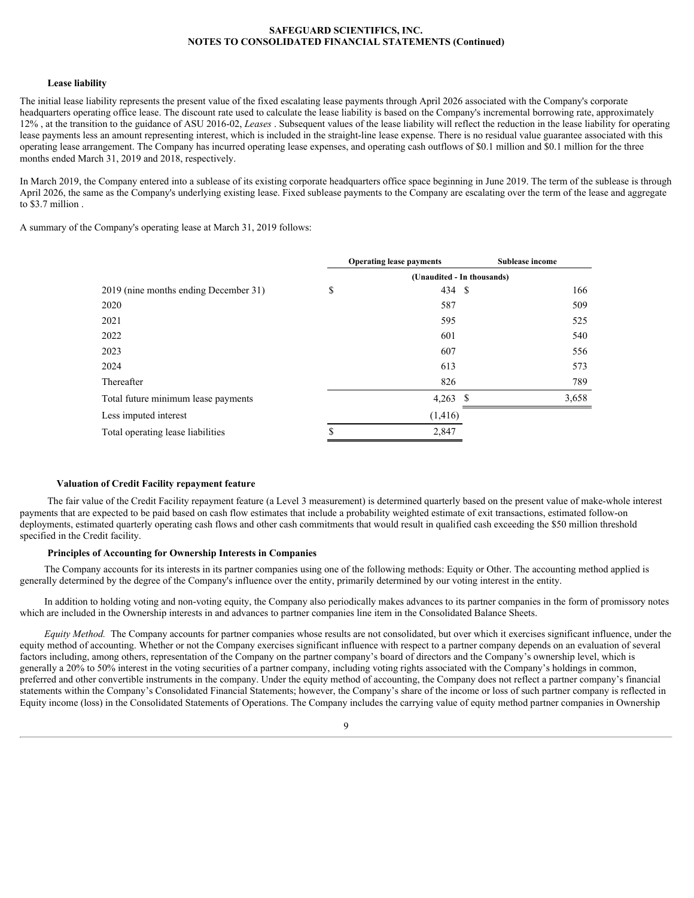### Lease liability

The initial lease liability represents the present value of the fixed escalating lease payments through April 2026 associated with the Company's corporate headquarters operating office lease. The discount rate used to calculate the lease liability is based on the Company's incremental borrowing rate, approximately 12% , at the transition to the guidance of ASU 2016-02, *Leases* . Subsequent values of the lease liability will reflect the reduction in the lease liability for operating lease payments less an amount representing interest, which is included in the straight-line lease expense. There is no residual value guarantee associated with this operating lease arrangement. The Company has incurred operating lease expenses, and operating cash outflows of $0.1 million and $0.1 million for the three months ended March 31, 2019 and 2018, respectively.

In March 2019, the Company entered into a sublease of its existing corporate headquarters office space beginning in June 2019. The term of the sublease is through April 2026, the same as the Company's underlying existing lease. Fixed sublease payments to the Company are escalating over the term of the lease and aggregate to $3.7 million .

A summary of the Company's operating lease at March 31, 2019 follows:

| | Operating lease payments | Sublease income |
|---|---|---|
| | (Unaudited - In thousands) | |
| 2019 (nine months ending December 31) | $ 434 | $ 166 |
| 2020 | 587 | 509 |
| 2021 | 595 | 525 |
| 2022 | 601 | 540 |
| 2023 | 607 | 556 |
| 2024 | 613 | 573 |
| Thereafter | 826 | 789 |
| Total future minimum lease payments | 4,263 | $ 3,658 |
| Less imputed interest | (1,416) | |
| Total operating lease liabilities | $ 2,847 | |

### Valuation of Credit Facility repayment feature

The fair value of the Credit Facility repayment feature (a Level 3 measurement) is determined quarterly based on the present value of make-whole interest payments that are expected to be paid based on cash flow estimates that include a probability weighted estimate of exit transactions, estimated follow-on deployments, estimated quarterly operating cash flows and other cash commitments that would result in qualified cash exceeding the $50 million threshold specified in the Credit facility.

### Principles of Accounting for Ownership Interests in Companies

The Company accounts for its interests in its partner companies using one of the following methods: Equity or Other. The accounting method applied is generally determined by the degree of the Company's influence over the entity, primarily determined by our voting interest in the entity.

In addition to holding voting and non-voting equity, the Company also periodically makes advances to its partner companies in the form of promissory notes which are included in the Ownership interests in and advances to partner companies line item in the Consolidated Balance Sheets.

*Equity Method.* The Company accounts for partner companies whose results are not consolidated, but over which it exercises significant influence, under the equity method of accounting. Whether or not the Company exercises significant influence with respect to a partner company depends on an evaluation of several factors including, among others, representation of the Company on the partner company's board of directors and the Company's ownership level, which is generally a 20% to 50% interest in the voting securities of a partner company, including voting rights associated with the Company's holdings in common, preferred and other convertible instruments in the company. Under the equity method of accounting, the Company does not reflect a partner company's financial statements within the Company's Consolidated Financial Statements; however, the Company's share of the income or loss of such partner company is reflected in Equity income (loss) in the Consolidated Statements of Operations. The Company includes the carrying value of equity method partner companies in Ownership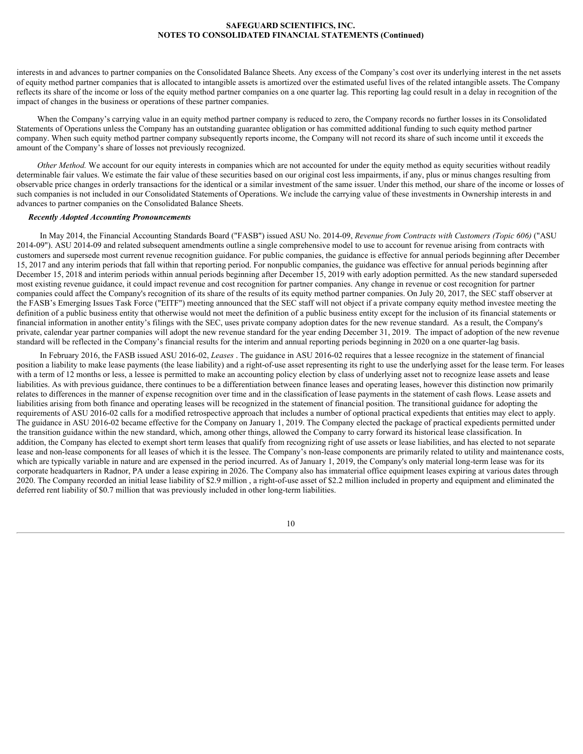interests in and advances to partner companies on the Consolidated Balance Sheets. Any excess of the Company's cost over its underlying interest in the net assets of equity method partner companies that is allocated to intangible assets is amortized over the estimated useful lives of the related intangible assets. The Company reflects its share of the income or loss of the equity method partner companies on a one quarter lag. This reporting lag could result in a delay in recognition of the impact of changes in the business or operations of these partner companies.

When the Company's carrying value in an equity method partner company is reduced to zero, the Company records no further losses in its Consolidated Statements of Operations unless the Company has an outstanding guarantee obligation or has committed additional funding to such equity method partner company. When such equity method partner company subsequently reports income, the Company will not record its share of such income until it exceeds the amount of the Company's share of losses not previously recognized.

*Other Method.* We account for our equity interests in companies which are not accounted for under the equity method as equity securities without readily determinable fair values. We estimate the fair value of these securities based on our original cost less impairments, if any, plus or minus changes resulting from observable price changes in orderly transactions for the identical or a similar investment of the same issuer. Under this method, our share of the income or losses of such companies is not included in our Consolidated Statements of Operations. We include the carrying value of these investments in Ownership interests in and advances to partner companies on the Consolidated Balance Sheets.

***Recently Adopted Accounting Pronouncements***

In May 2014, the Financial Accounting Standards Board ("FASB") issued ASU No. 2014-09, *Revenue from Contracts with Customers (Topic 606)* ("ASU 2014-09"). ASU 2014-09 and related subsequent amendments outline a single comprehensive model to use to account for revenue arising from contracts with customers and supersede most current revenue recognition guidance. For public companies, the guidance is effective for annual periods beginning after December 15, 2017 and any interim periods that fall within that reporting period. For nonpublic companies, the guidance was effective for annual periods beginning after December 15, 2018 and interim periods within annual periods beginning after December 15, 2019 with early adoption permitted. As the new standard superseded most existing revenue guidance, it could impact revenue and cost recognition for partner companies. Any change in revenue or cost recognition for partner companies could affect the Company's recognition of its share of the results of its equity method partner companies. On July 20, 2017, the SEC staff observer at the FASB's Emerging Issues Task Force ("EITF") meeting announced that the SEC staff will not object if a private company equity method investee meeting the definition of a public business entity that otherwise would not meet the definition of a public business entity except for the inclusion of its financial statements or financial information in another entity's filings with the SEC, uses private company adoption dates for the new revenue standard. As a result, the Company's private, calendar year partner companies will adopt the new revenue standard for the year ending December 31, 2019. The impact of adoption of the new revenue standard will be reflected in the Company's financial results for the interim and annual reporting periods beginning in 2020 on a one quarter-lag basis.

In February 2016, the FASB issued ASU 2016-02, *Leases* . The guidance in ASU 2016-02 requires that a lessee recognize in the statement of financial position a liability to make lease payments (the lease liability) and a right-of-use asset representing its right to use the underlying asset for the lease term. For leases with a term of 12 months or less, a lessee is permitted to make an accounting policy election by class of underlying asset not to recognize lease assets and lease liabilities. As with previous guidance, there continues to be a differentiation between finance leases and operating leases, however this distinction now primarily relates to differences in the manner of expense recognition over time and in the classification of lease payments in the statement of cash flows. Lease assets and liabilities arising from both finance and operating leases will be recognized in the statement of financial position. The transitional guidance for adopting the requirements of ASU 2016-02 calls for a modified retrospective approach that includes a number of optional practical expedients that entities may elect to apply. The guidance in ASU 2016-02 became effective for the Company on January 1, 2019. The Company elected the package of practical expedients permitted under the transition guidance within the new standard, which, among other things, allowed the Company to carry forward its historical lease classification. In addition, the Company has elected to exempt short term leases that qualify from recognizing right of use assets or lease liabilities, and has elected to not separate lease and non-lease components for all leases of which it is the lessee. The Company's non-lease components are primarily related to utility and maintenance costs, which are typically variable in nature and are expensed in the period incurred. As of January 1, 2019, the Company's only material long-term lease was for its corporate headquarters in Radnor, PA under a lease expiring in 2026. The Company also has immaterial office equipment leases expiring at various dates through 2020. The Company recorded an initial lease liability of $2.9 million , a right-of-use asset of $2.2 million included in property and equipment and eliminated the deferred rent liability of $0.7 million that was previously included in other long-term liabilities.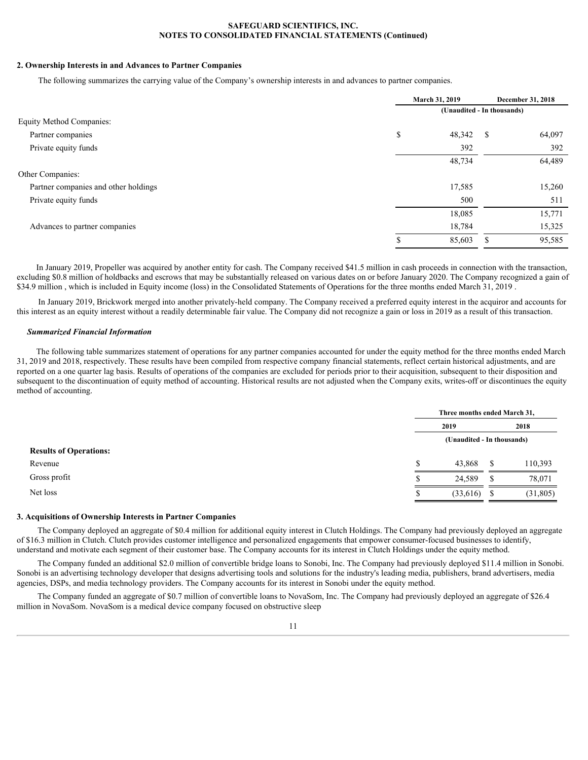## 2. Ownership Interests in and Advances to Partner Companies

The following summarizes the carrying value of the Company's ownership interests in and advances to partner companies.

| | March 31, 2019 | December 31, 2018 |
|---|---|---|
| | (Unaudited - In thousands) | |
| Equity Method Companies: | | |
| Partner companies | $ 48,342 | $ 64,097 |
| Private equity funds | 392 | 392 |
| | 48,734 | 64,489 |
| Other Companies: | | |
| Partner companies and other holdings | 17,585 | 15,260 |
| Private equity funds | 500 | 511 |
| | 18,085 | 15,771 |
| Advances to partner companies | 18,784 | 15,325 |
| | $ 85,603 | $ 95,585 |

In January 2019, Propeller was acquired by another entity for cash. The Company received $41.5 million in cash proceeds in connection with the transaction, excluding $0.8 million of holdbacks and escrows that may be substantially released on various dates on or before January 2020. The Company recognized a gain of $34.9 million , which is included in Equity income (loss) in the Consolidated Statements of Operations for the three months ended March 31, 2019 .

In January 2019, Brickwork merged into another privately-held company. The Company received a preferred equity interest in the acquiror and accounts for this interest as an equity interest without a readily determinable fair value. The Company did not recognize a gain or loss in 2019 as a result of this transaction.

### *Summarized Financial Information*

The following table summarizes statement of operations for any partner companies accounted for under the equity method for the three months ended March 31, 2019 and 2018, respectively. These results have been compiled from respective company financial statements, reflect certain historical adjustments, and are reported on a one quarter lag basis. Results of operations of the companies are excluded for periods prior to their acquisition, subsequent to their disposition and subsequent to the discontinuation of equity method of accounting. Historical results are not adjusted when the Company exits, writes-off or discontinues the equity method of accounting.

| | Three months ended March 31, | |
|---|---|---|
| | 2019 | 2018 |
| | (Unaudited - In thousands) | |
| **Results of Operations:** | | |
| Revenue | $ 43,868 | $ 110,393 |
| Gross profit | $ 24,589 | $ 78,071 |
| Net loss | $ (33,616) | $ (31,805) |

## 3. Acquisitions of Ownership Interests in Partner Companies

The Company deployed an aggregate of $0.4 million for additional equity interest in Clutch Holdings. The Company had previously deployed an aggregate of $16.3 million in Clutch. Clutch provides customer intelligence and personalized engagements that empower consumer-focused businesses to identify, understand and motivate each segment of their customer base. The Company accounts for its interest in Clutch Holdings under the equity method.

The Company funded an additional $2.0 million of convertible bridge loans to Sonobi, Inc. The Company had previously deployed $11.4 million in Sonobi. Sonobi is an advertising technology developer that designs advertising tools and solutions for the industry's leading media, publishers, brand advertisers, media agencies, DSPs, and media technology providers. The Company accounts for its interest in Sonobi under the equity method.

The Company funded an aggregate of $0.7 million of convertible loans to NovaSom, Inc. The Company had previously deployed an aggregate of $26.4 million in NovaSom. NovaSom is a medical device company focused on obstructive sleep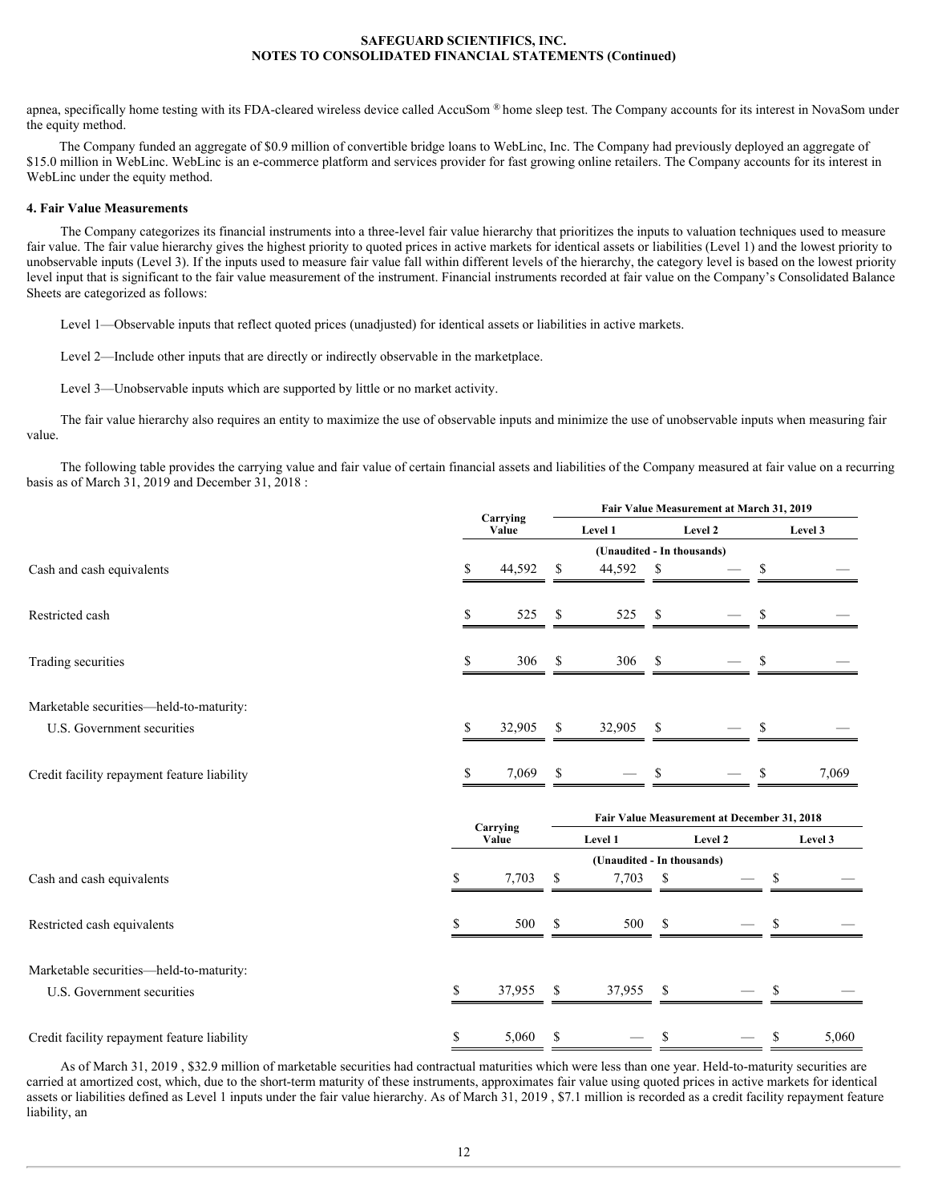apnea, specifically home testing with its FDA-cleared wireless device called AccuSom ® home sleep test. The Company accounts for its interest in NovaSom under the equity method.

The Company funded an aggregate of $0.9 million of convertible bridge loans to WebLinc, Inc. The Company had previously deployed an aggregate of $15.0 million in WebLinc. WebLinc is an e-commerce platform and services provider for fast growing online retailers. The Company accounts for its interest in WebLinc under the equity method.

**4. Fair Value Measurements**

The Company categorizes its financial instruments into a three-level fair value hierarchy that prioritizes the inputs to valuation techniques used to measure fair value. The fair value hierarchy gives the highest priority to quoted prices in active markets for identical assets or liabilities (Level 1) and the lowest priority to unobservable inputs (Level 3). If the inputs used to measure fair value fall within different levels of the hierarchy, the category level is based on the lowest priority level input that is significant to the fair value measurement of the instrument. Financial instruments recorded at fair value on the Company's Consolidated Balance Sheets are categorized as follows:

Level 1—Observable inputs that reflect quoted prices (unadjusted) for identical assets or liabilities in active markets.

Level 2—Include other inputs that are directly or indirectly observable in the marketplace.

Level 3—Unobservable inputs which are supported by little or no market activity.

The fair value hierarchy also requires an entity to maximize the use of observable inputs and minimize the use of unobservable inputs when measuring fair value.

The following table provides the carrying value and fair value of certain financial assets and liabilities of the Company measured at fair value on a recurring basis as of March 31, 2019 and December 31, 2018 :

| | Carrying Value | Fair Value Measurement at March 31, 2019 | | |
|---|---|---|---|---|
| | | Level 1 | Level 2 | Level 3 |
| | (Unaudited - In thousands) | | | |
| Cash and cash equivalents | $ 44,592 | $ 44,592 | $ — | $ — |
| Restricted cash | $ 525 | $ 525 | $ — | $ — |
| Trading securities | $ 306 | $ 306 | $ — | $ — |
| Marketable securities—held-to-maturity: | | | | |
| U.S. Government securities | $ 32,905 | $ 32,905 | $ — | $ — |
| Credit facility repayment feature liability | $ 7,069 | $ — | $ — | $ 7,069 |

| | Carrying Value | Fair Value Measurement at December 31, 2018 | | |
|---|---|---|---|---|
| | | Level 1 | Level 2 | Level 3 |
| | (Unaudited - In thousands) | | | |
| Cash and cash equivalents | $ 7,703 | $ 7,703 | $ — | $ — |
| Restricted cash equivalents | $ 500 | $ 500 | $ — | $ — |
| Marketable securities—held-to-maturity: | | | | |
| U.S. Government securities | $ 37,955 | $ 37,955 | $ — | $ — |
| Credit facility repayment feature liability | $ 5,060 | $ — | $ — | $ 5,060 |

As of March 31, 2019 , $32.9 million of marketable securities had contractual maturities which were less than one year. Held-to-maturity securities are carried at amortized cost, which, due to the short-term maturity of these instruments, approximates fair value using quoted prices in active markets for identical assets or liabilities defined as Level 1 inputs under the fair value hierarchy. As of March 31, 2019 , $7.1 million is recorded as a credit facility repayment feature liability, an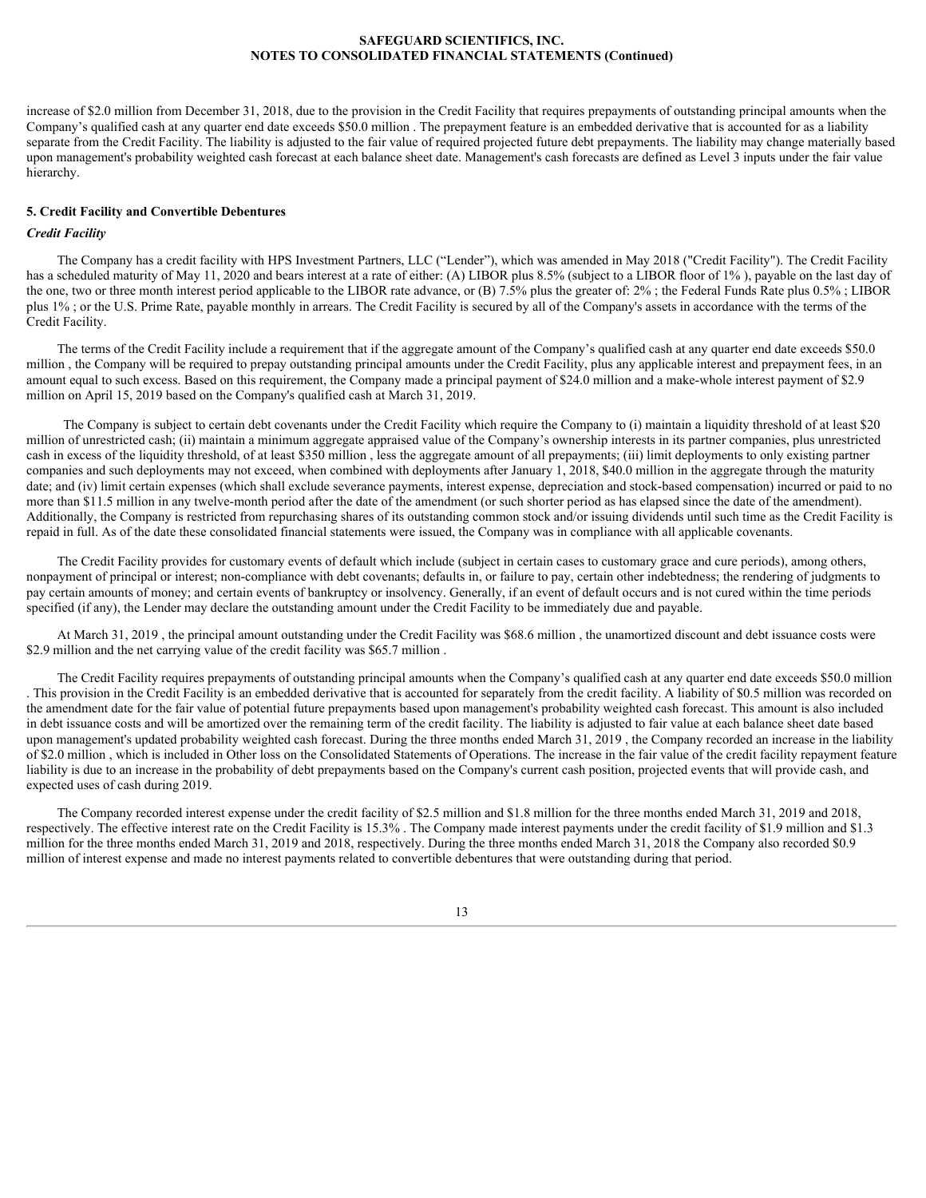increase of $2.0 million from December 31, 2018, due to the provision in the Credit Facility that requires prepayments of outstanding principal amounts when the Company's qualified cash at any quarter end date exceeds $50.0 million . The prepayment feature is an embedded derivative that is accounted for as a liability separate from the Credit Facility. The liability is adjusted to the fair value of required projected future debt prepayments. The liability may change materially based upon management's probability weighted cash forecast at each balance sheet date. Management's cash forecasts are defined as Level 3 inputs under the fair value hierarchy.

### 5. Credit Facility and Convertible Debentures

*Credit Facility*

The Company has a credit facility with HPS Investment Partners, LLC ("Lender"), which was amended in May 2018 ("Credit Facility"). The Credit Facility has a scheduled maturity of May 11, 2020 and bears interest at a rate of either: (A) LIBOR plus 8.5% (subject to a LIBOR floor of 1% ), payable on the last day of the one, two or three month interest period applicable to the LIBOR rate advance, or (B) 7.5% plus the greater of: 2% ; the Federal Funds Rate plus 0.5% ; LIBOR plus 1% ; or the U.S. Prime Rate, payable monthly in arrears. The Credit Facility is secured by all of the Company's assets in accordance with the terms of the Credit Facility.

The terms of the Credit Facility include a requirement that if the aggregate amount of the Company's qualified cash at any quarter end date exceeds $50.0 million , the Company will be required to prepay outstanding principal amounts under the Credit Facility, plus any applicable interest and prepayment fees, in an amount equal to such excess. Based on this requirement, the Company made a principal payment of $24.0 million and a make-whole interest payment of $2.9 million on April 15, 2019 based on the Company's qualified cash at March 31, 2019.

The Company is subject to certain debt covenants under the Credit Facility which require the Company to (i) maintain a liquidity threshold of at least $20 million of unrestricted cash; (ii) maintain a minimum aggregate appraised value of the Company's ownership interests in its partner companies, plus unrestricted cash in excess of the liquidity threshold, of at least $350 million , less the aggregate amount of all prepayments; (iii) limit deployments to only existing partner companies and such deployments may not exceed, when combined with deployments after January 1, 2018, $40.0 million in the aggregate through the maturity date; and (iv) limit certain expenses (which shall exclude severance payments, interest expense, depreciation and stock-based compensation) incurred or paid to no more than $11.5 million in any twelve-month period after the date of the amendment (or such shorter period as has elapsed since the date of the amendment). Additionally, the Company is restricted from repurchasing shares of its outstanding common stock and/or issuing dividends until such time as the Credit Facility is repaid in full. As of the date these consolidated financial statements were issued, the Company was in compliance with all applicable covenants.

The Credit Facility provides for customary events of default which include (subject in certain cases to customary grace and cure periods), among others, nonpayment of principal or interest; non-compliance with debt covenants; defaults in, or failure to pay, certain other indebtedness; the rendering of judgments to pay certain amounts of money; and certain events of bankruptcy or insolvency. Generally, if an event of default occurs and is not cured within the time periods specified (if any), the Lender may declare the outstanding amount under the Credit Facility to be immediately due and payable.

At March 31, 2019 , the principal amount outstanding under the Credit Facility was $68.6 million , the unamortized discount and debt issuance costs were $2.9 million and the net carrying value of the credit facility was $65.7 million .

The Credit Facility requires prepayments of outstanding principal amounts when the Company's qualified cash at any quarter end date exceeds $50.0 million . This provision in the Credit Facility is an embedded derivative that is accounted for separately from the credit facility. A liability of $0.5 million was recorded on the amendment date for the fair value of potential future prepayments based upon management's probability weighted cash forecast. This amount is also included in debt issuance costs and will be amortized over the remaining term of the credit facility. The liability is adjusted to fair value at each balance sheet date based upon management's updated probability weighted cash forecast. During the three months ended March 31, 2019 , the Company recorded an increase in the liability of $2.0 million , which is included in Other loss on the Consolidated Statements of Operations. The increase in the fair value of the credit facility repayment feature liability is due to an increase in the probability of debt prepayments based on the Company's current cash position, projected events that will provide cash, and expected uses of cash during 2019.

The Company recorded interest expense under the credit facility of $2.5 million and $1.8 million for the three months ended March 31, 2019 and 2018, respectively. The effective interest rate on the Credit Facility is 15.3% . The Company made interest payments under the credit facility of $1.9 million and $1.3 million for the three months ended March 31, 2019 and 2018, respectively. During the three months ended March 31, 2018 the Company also recorded $0.9 million of interest expense and made no interest payments related to convertible debentures that were outstanding during that period.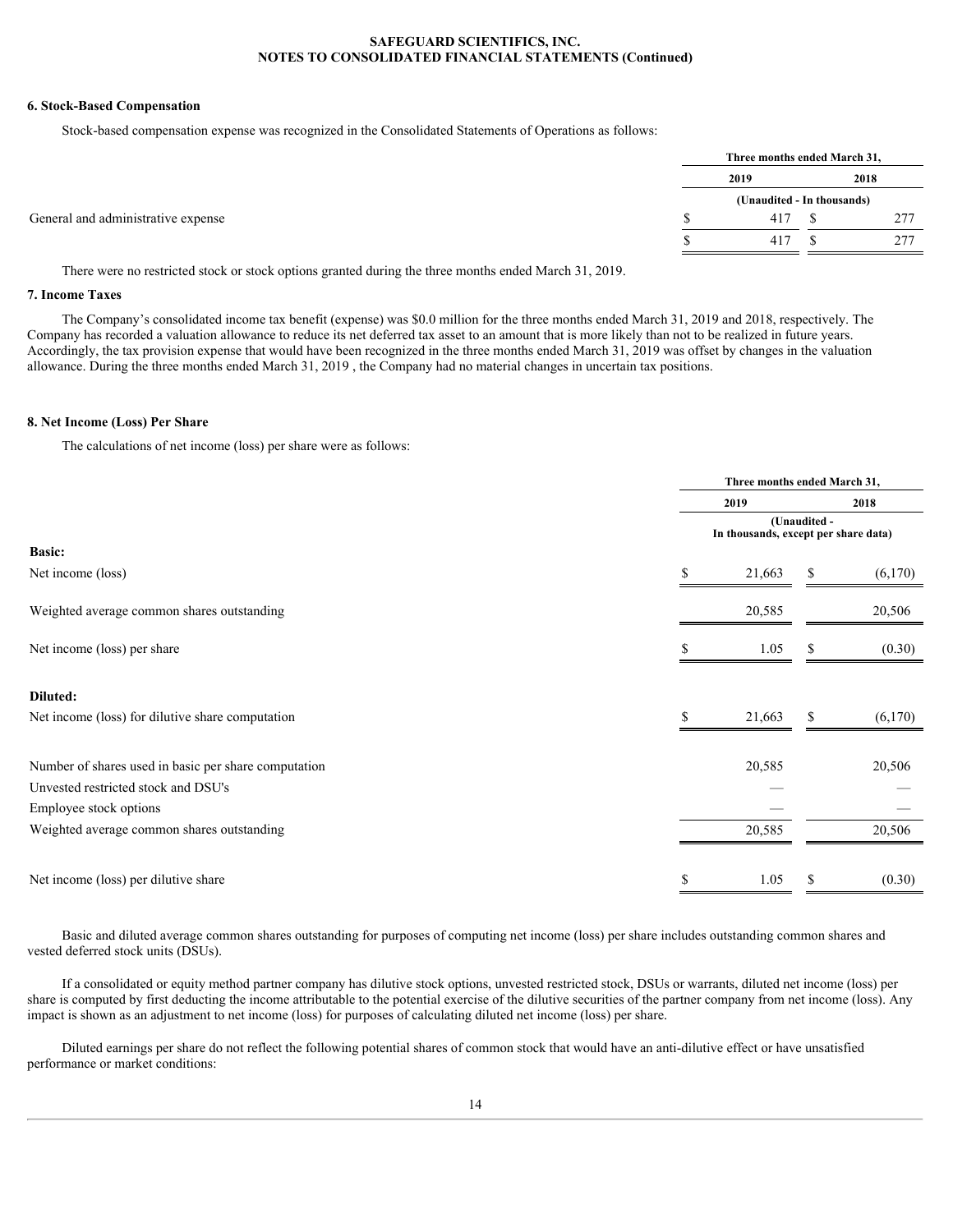**SAFEGUARD SCIENTIFICS, INC.**
**NOTES TO CONSOLIDATED FINANCIAL STATEMENTS (Continued)**

### 6. Stock-Based Compensation

Stock-based compensation expense was recognized in the Consolidated Statements of Operations as follows:

| | Three months ended March 31, | |
|---|---|---|
| | 2019 | 2018 |
| | (Unaudited - In thousands) | |
| General and administrative expense | $ 417 | $ 277 |
| | $ 417 | $ 277 |

There were no restricted stock or stock options granted during the three months ended March 31, 2019.

### 7. Income Taxes

The Company's consolidated income tax benefit (expense) was $0.0 million for the three months ended March 31, 2019 and 2018, respectively. The Company has recorded a valuation allowance to reduce its net deferred tax asset to an amount that is more likely than not to be realized in future years. Accordingly, the tax provision expense that would have been recognized in the three months ended March 31, 2019 was offset by changes in the valuation allowance. During the three months ended March 31, 2019 , the Company had no material changes in uncertain tax positions.

### 8. Net Income (Loss) Per Share

The calculations of net income (loss) per share were as follows:

| | Three months ended March 31, | |
|---|---|---|
| | 2019 | 2018 |
| | (Unaudited - In thousands, except per share data) | |
| **Basic:** | | |
| Net income (loss) | $ 21,663 | $ (6,170) |
| Weighted average common shares outstanding | 20,585 | 20,506 |
| Net income (loss) per share | $ 1.05 | $ (0.30) |
| **Diluted:** | | |
| Net income (loss) for dilutive share computation | $ 21,663 | $ (6,170) |
| Number of shares used in basic per share computation | 20,585 | 20,506 |
| Unvested restricted stock and DSU's | — | — |
| Employee stock options | — | — |
| Weighted average common shares outstanding | 20,585 | 20,506 |
| Net income (loss) per dilutive share | $ 1.05 | $ (0.30) |

Basic and diluted average common shares outstanding for purposes of computing net income (loss) per share includes outstanding common shares and vested deferred stock units (DSUs).

If a consolidated or equity method partner company has dilutive stock options, unvested restricted stock, DSUs or warrants, diluted net income (loss) per share is computed by first deducting the income attributable to the potential exercise of the dilutive securities of the partner company from net income (loss). Any impact is shown as an adjustment to net income (loss) for purposes of calculating diluted net income (loss) per share.

Diluted earnings per share do not reflect the following potential shares of common stock that would have an anti-dilutive effect or have unsatisfied performance or market conditions: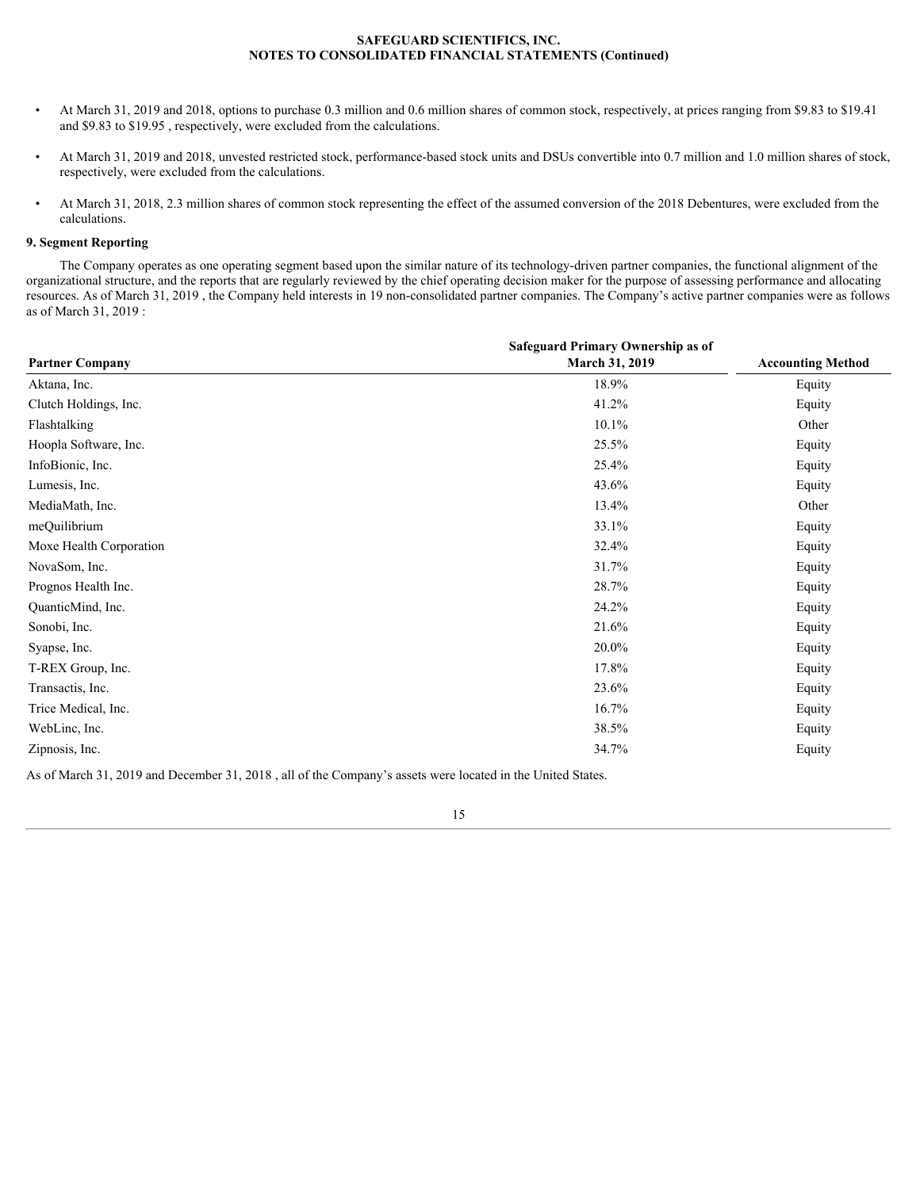- At March 31, 2019 and 2018, options to purchase 0.3 million and 0.6 million shares of common stock, respectively, at prices ranging from $9.83 to $19.41 and $9.83 to $19.95 , respectively, were excluded from the calculations.
- At March 31, 2019 and 2018, unvested restricted stock, performance-based stock units and DSUs convertible into 0.7 million and 1.0 million shares of stock, respectively, were excluded from the calculations.
- At March 31, 2018, 2.3 million shares of common stock representing the effect of the assumed conversion of the 2018 Debentures, were excluded from the calculations.

**9. Segment Reporting**

The Company operates as one operating segment based upon the similar nature of its technology-driven partner companies, the functional alignment of the organizational structure, and the reports that are regularly reviewed by the chief operating decision maker for the purpose of assessing performance and allocating resources. As of March 31, 2019 , the Company held interests in 19 non-consolidated partner companies. The Company's active partner companies were as follows as of March 31, 2019 :

| Partner Company | Safeguard Primary Ownership as of March 31, 2019 | Accounting Method |
|---|---|---|
| Aktana, Inc. | 18.9% | Equity |
| Clutch Holdings, Inc. | 41.2% | Equity |
| Flashtalking | 10.1% | Other |
| Hoopla Software, Inc. | 25.5% | Equity |
| InfoBionic, Inc. | 25.4% | Equity |
| Lumesis, Inc. | 43.6% | Equity |
| MediaMath, Inc. | 13.4% | Other |
| meQuilibrium | 33.1% | Equity |
| Moxe Health Corporation | 32.4% | Equity |
| NovaSom, Inc. | 31.7% | Equity |
| Prognos Health Inc. | 28.7% | Equity |
| QuanticMind, Inc. | 24.2% | Equity |
| Sonobi, Inc. | 21.6% | Equity |
| Syapse, Inc. | 20.0% | Equity |
| T-REX Group, Inc. | 17.8% | Equity |
| Transactis, Inc. | 23.6% | Equity |
| Trice Medical, Inc. | 16.7% | Equity |
| WebLinc, Inc. | 38.5% | Equity |
| Zipnosis, Inc. | 34.7% | Equity |

As of March 31, 2019 and December 31, 2018 , all of the Company's assets were located in the United States.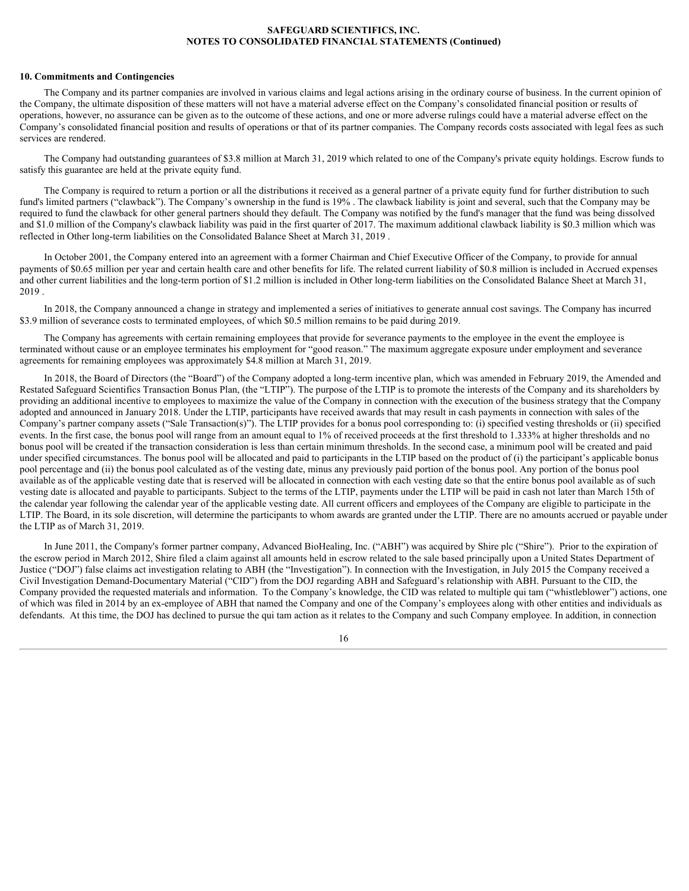## 10. Commitments and Contingencies

The Company and its partner companies are involved in various claims and legal actions arising in the ordinary course of business. In the current opinion of the Company, the ultimate disposition of these matters will not have a material adverse effect on the Company's consolidated financial position or results of operations, however, no assurance can be given as to the outcome of these actions, and one or more adverse rulings could have a material adverse effect on the Company's consolidated financial position and results of operations or that of its partner companies. The Company records costs associated with legal fees as such services are rendered.

The Company had outstanding guarantees of $3.8 million at March 31, 2019 which related to one of the Company's private equity holdings. Escrow funds to satisfy this guarantee are held at the private equity fund.

The Company is required to return a portion or all the distributions it received as a general partner of a private equity fund for further distribution to such fund's limited partners ("clawback"). The Company's ownership in the fund is 19% . The clawback liability is joint and several, such that the Company may be required to fund the clawback for other general partners should they default. The Company was notified by the fund's manager that the fund was being dissolved and $1.0 million of the Company's clawback liability was paid in the first quarter of 2017. The maximum additional clawback liability is $0.3 million which was reflected in Other long-term liabilities on the Consolidated Balance Sheet at March 31, 2019 .

In October 2001, the Company entered into an agreement with a former Chairman and Chief Executive Officer of the Company, to provide for annual payments of $0.65 million per year and certain health care and other benefits for life. The related current liability of $0.8 million is included in Accrued expenses and other current liabilities and the long-term portion of $1.2 million is included in Other long-term liabilities on the Consolidated Balance Sheet at March 31, 2019 .

In 2018, the Company announced a change in strategy and implemented a series of initiatives to generate annual cost savings. The Company has incurred $3.9 million of severance costs to terminated employees, of which $0.5 million remains to be paid during 2019.

The Company has agreements with certain remaining employees that provide for severance payments to the employee in the event the employee is terminated without cause or an employee terminates his employment for "good reason." The maximum aggregate exposure under employment and severance agreements for remaining employees was approximately $4.8 million at March 31, 2019.

In 2018, the Board of Directors (the "Board") of the Company adopted a long-term incentive plan, which was amended in February 2019, the Amended and Restated Safeguard Scientifics Transaction Bonus Plan, (the "LTIP"). The purpose of the LTIP is to promote the interests of the Company and its shareholders by providing an additional incentive to employees to maximize the value of the Company in connection with the execution of the business strategy that the Company adopted and announced in January 2018. Under the LTIP, participants have received awards that may result in cash payments in connection with sales of the Company's partner company assets ("Sale Transaction(s)"). The LTIP provides for a bonus pool corresponding to: (i) specified vesting thresholds or (ii) specified events. In the first case, the bonus pool will range from an amount equal to 1% of received proceeds at the first threshold to 1.333% at higher thresholds and no bonus pool will be created if the transaction consideration is less than certain minimum thresholds. In the second case, a minimum pool will be created and paid under specified circumstances. The bonus pool will be allocated and paid to participants in the LTIP based on the product of (i) the participant's applicable bonus pool percentage and (ii) the bonus pool calculated as of the vesting date, minus any previously paid portion of the bonus pool. Any portion of the bonus pool available as of the applicable vesting date that is reserved will be allocated in connection with each vesting date so that the entire bonus pool available as of such vesting date is allocated and payable to participants. Subject to the terms of the LTIP, payments under the LTIP will be paid in cash not later than March 15th of the calendar year following the calendar year of the applicable vesting date. All current officers and employees of the Company are eligible to participate in the LTIP. The Board, in its sole discretion, will determine the participants to whom awards are granted under the LTIP. There are no amounts accrued or payable under the LTIP as of March 31, 2019.

In June 2011, the Company's former partner company, Advanced BioHealing, Inc. ("ABH") was acquired by Shire plc ("Shire"). Prior to the expiration of the escrow period in March 2012, Shire filed a claim against all amounts held in escrow related to the sale based principally upon a United States Department of Justice ("DOJ") false claims act investigation relating to ABH (the "Investigation"). In connection with the Investigation, in July 2015 the Company received a Civil Investigation Demand-Documentary Material ("CID") from the DOJ regarding ABH and Safeguard's relationship with ABH. Pursuant to the CID, the Company provided the requested materials and information. To the Company's knowledge, the CID was related to multiple qui tam ("whistleblower") actions, one of which was filed in 2014 by an ex-employee of ABH that named the Company and one of the Company's employees along with other entities and individuals as defendants. At this time, the DOJ has declined to pursue the qui tam action as it relates to the Company and such Company employee. In addition, in connection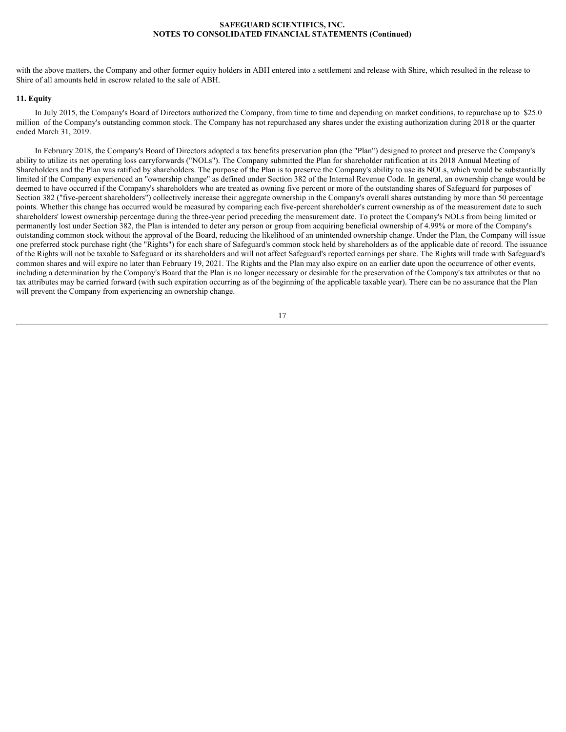with the above matters, the Company and other former equity holders in ABH entered into a settlement and release with Shire, which resulted in the release to Shire of all amounts held in escrow related to the sale of ABH.

## 11. Equity

In July 2015, the Company's Board of Directors authorized the Company, from time to time and depending on market conditions, to repurchase up to $25.0 million of the Company's outstanding common stock. The Company has not repurchased any shares under the existing authorization during 2018 or the quarter ended March 31, 2019.

In February 2018, the Company's Board of Directors adopted a tax benefits preservation plan (the "Plan") designed to protect and preserve the Company's ability to utilize its net operating loss carryforwards ("NOLs"). The Company submitted the Plan for shareholder ratification at its 2018 Annual Meeting of Shareholders and the Plan was ratified by shareholders. The purpose of the Plan is to preserve the Company's ability to use its NOLs, which would be substantially limited if the Company experienced an "ownership change" as defined under Section 382 of the Internal Revenue Code. In general, an ownership change would be deemed to have occurred if the Company's shareholders who are treated as owning five percent or more of the outstanding shares of Safeguard for purposes of Section 382 ("five-percent shareholders") collectively increase their aggregate ownership in the Company's overall shares outstanding by more than 50 percentage points. Whether this change has occurred would be measured by comparing each five-percent shareholder's current ownership as of the measurement date to such shareholders' lowest ownership percentage during the three-year period preceding the measurement date. To protect the Company's NOLs from being limited or permanently lost under Section 382, the Plan is intended to deter any person or group from acquiring beneficial ownership of 4.99% or more of the Company's outstanding common stock without the approval of the Board, reducing the likelihood of an unintended ownership change. Under the Plan, the Company will issue one preferred stock purchase right (the "Rights") for each share of Safeguard's common stock held by shareholders as of the applicable date of record. The issuance of the Rights will not be taxable to Safeguard or its shareholders and will not affect Safeguard's reported earnings per share. The Rights will trade with Safeguard's common shares and will expire no later than February 19, 2021. The Rights and the Plan may also expire on an earlier date upon the occurrence of other events, including a determination by the Company's Board that the Plan is no longer necessary or desirable for the preservation of the Company's tax attributes or that no tax attributes may be carried forward (with such expiration occurring as of the beginning of the applicable taxable year). There can be no assurance that the Plan will prevent the Company from experiencing an ownership change.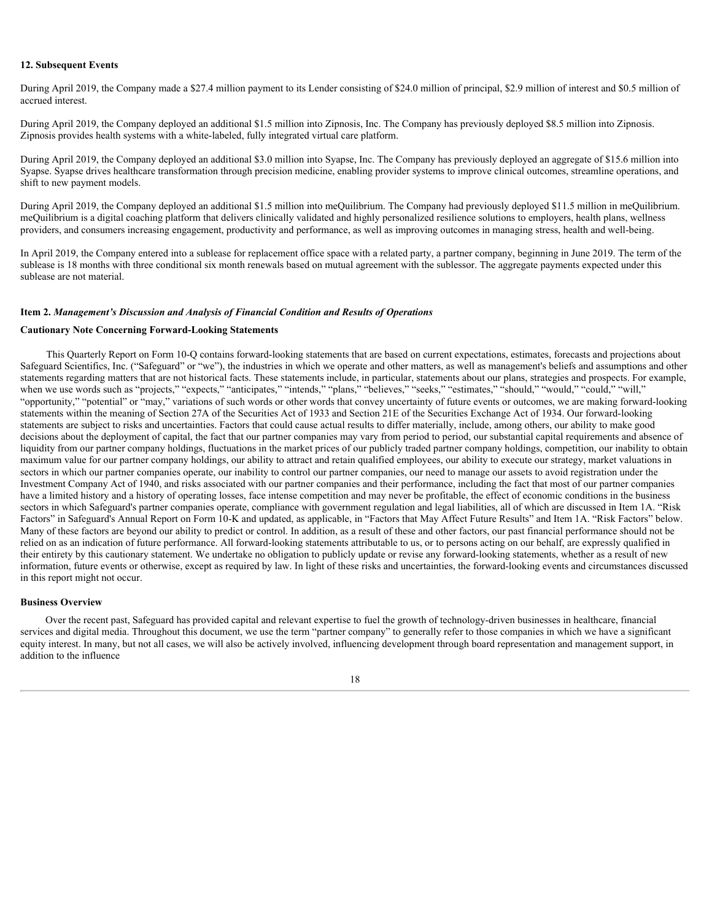### 12. Subsequent Events

During April 2019, the Company made a $27.4 million payment to its Lender consisting of $24.0 million of principal, $2.9 million of interest and $0.5 million of accrued interest.

During April 2019, the Company deployed an additional $1.5 million into Zipnosis, Inc. The Company has previously deployed $8.5 million into Zipnosis. Zipnosis provides health systems with a white-labeled, fully integrated virtual care platform.

During April 2019, the Company deployed an additional $3.0 million into Syapse, Inc. The Company has previously deployed an aggregate of $15.6 million into Syapse. Syapse drives healthcare transformation through precision medicine, enabling provider systems to improve clinical outcomes, streamline operations, and shift to new payment models.

During April 2019, the Company deployed an additional $1.5 million into meQuilibrium. The Company had previously deployed $11.5 million in meQuilibrium. meQuilibrium is a digital coaching platform that delivers clinically validated and highly personalized resilience solutions to employers, health plans, wellness providers, and consumers increasing engagement, productivity and performance, as well as improving outcomes in managing stress, health and well-being.

In April 2019, the Company entered into a sublease for replacement office space with a related party, a partner company, beginning in June 2019. The term of the sublease is 18 months with three conditional six month renewals based on mutual agreement with the sublessor. The aggregate payments expected under this sublease are not material.

## Item 2. *Management's Discussion and Analysis of Financial Condition and Results of Operations*

### Cautionary Note Concerning Forward-Looking Statements

This Quarterly Report on Form 10-Q contains forward-looking statements that are based on current expectations, estimates, forecasts and projections about Safeguard Scientifics, Inc. ("Safeguard" or "we"), the industries in which we operate and other matters, as well as management's beliefs and assumptions and other statements regarding matters that are not historical facts. These statements include, in particular, statements about our plans, strategies and prospects. For example, when we use words such as "projects," "expects," "anticipates," "intends," "plans," "believes," "seeks," "estimates," "should," "would," "could," "will," "opportunity," "potential" or "may," variations of such words or other words that convey uncertainty of future events or outcomes, we are making forward-looking statements within the meaning of Section 27A of the Securities Act of 1933 and Section 21E of the Securities Exchange Act of 1934. Our forward-looking statements are subject to risks and uncertainties. Factors that could cause actual results to differ materially, include, among others, our ability to make good decisions about the deployment of capital, the fact that our partner companies may vary from period to period, our substantial capital requirements and absence of liquidity from our partner company holdings, fluctuations in the market prices of our publicly traded partner company holdings, competition, our inability to obtain maximum value for our partner company holdings, our ability to attract and retain qualified employees, our ability to execute our strategy, market valuations in sectors in which our partner companies operate, our inability to control our partner companies, our need to manage our assets to avoid registration under the Investment Company Act of 1940, and risks associated with our partner companies and their performance, including the fact that most of our partner companies have a limited history and a history of operating losses, face intense competition and may never be profitable, the effect of economic conditions in the business sectors in which Safeguard's partner companies operate, compliance with government regulation and legal liabilities, all of which are discussed in Item 1A. "Risk Factors" in Safeguard's Annual Report on Form 10-K and updated, as applicable, in "Factors that May Affect Future Results" and Item 1A. "Risk Factors" below. Many of these factors are beyond our ability to predict or control. In addition, as a result of these and other factors, our past financial performance should not be relied on as an indication of future performance. All forward-looking statements attributable to us, or to persons acting on our behalf, are expressly qualified in their entirety by this cautionary statement. We undertake no obligation to publicly update or revise any forward-looking statements, whether as a result of new information, future events or otherwise, except as required by law. In light of these risks and uncertainties, the forward-looking events and circumstances discussed in this report might not occur.

### Business Overview

Over the recent past, Safeguard has provided capital and relevant expertise to fuel the growth of technology-driven businesses in healthcare, financial services and digital media. Throughout this document, we use the term "partner company" to generally refer to those companies in which we have a significant equity interest. In many, but not all cases, we will also be actively involved, influencing development through board representation and management support, in addition to the influence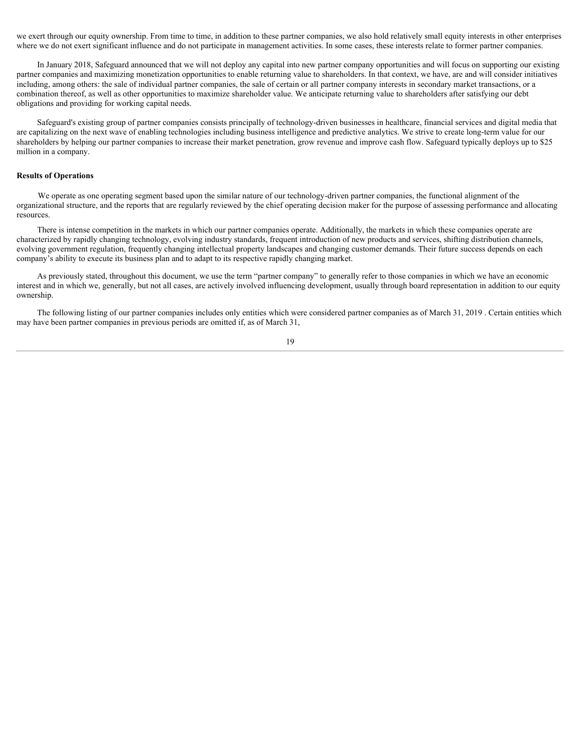we exert through our equity ownership. From time to time, in addition to these partner companies, we also hold relatively small equity interests in other enterprises where we do not exert significant influence and do not participate in management activities. In some cases, these interests relate to former partner companies.

In January 2018, Safeguard announced that we will not deploy any capital into new partner company opportunities and will focus on supporting our existing partner companies and maximizing monetization opportunities to enable returning value to shareholders. In that context, we have, are and will consider initiatives including, among others: the sale of individual partner companies, the sale of certain or all partner company interests in secondary market transactions, or a combination thereof, as well as other opportunities to maximize shareholder value. We anticipate returning value to shareholders after satisfying our debt obligations and providing for working capital needs.

Safeguard's existing group of partner companies consists principally of technology-driven businesses in healthcare, financial services and digital media that are capitalizing on the next wave of enabling technologies including business intelligence and predictive analytics. We strive to create long-term value for our shareholders by helping our partner companies to increase their market penetration, grow revenue and improve cash flow. Safeguard typically deploys up to $25 million in a company.

**Results of Operations**

We operate as one operating segment based upon the similar nature of our technology-driven partner companies, the functional alignment of the organizational structure, and the reports that are regularly reviewed by the chief operating decision maker for the purpose of assessing performance and allocating resources.

There is intense competition in the markets in which our partner companies operate. Additionally, the markets in which these companies operate are characterized by rapidly changing technology, evolving industry standards, frequent introduction of new products and services, shifting distribution channels, evolving government regulation, frequently changing intellectual property landscapes and changing customer demands. Their future success depends on each company's ability to execute its business plan and to adapt to its respective rapidly changing market.

As previously stated, throughout this document, we use the term "partner company" to generally refer to those companies in which we have an economic interest and in which we, generally, but not all cases, are actively involved influencing development, usually through board representation in addition to our equity ownership.

The following listing of our partner companies includes only entities which were considered partner companies as of March 31, 2019 . Certain entities which may have been partner companies in previous periods are omitted if, as of March 31,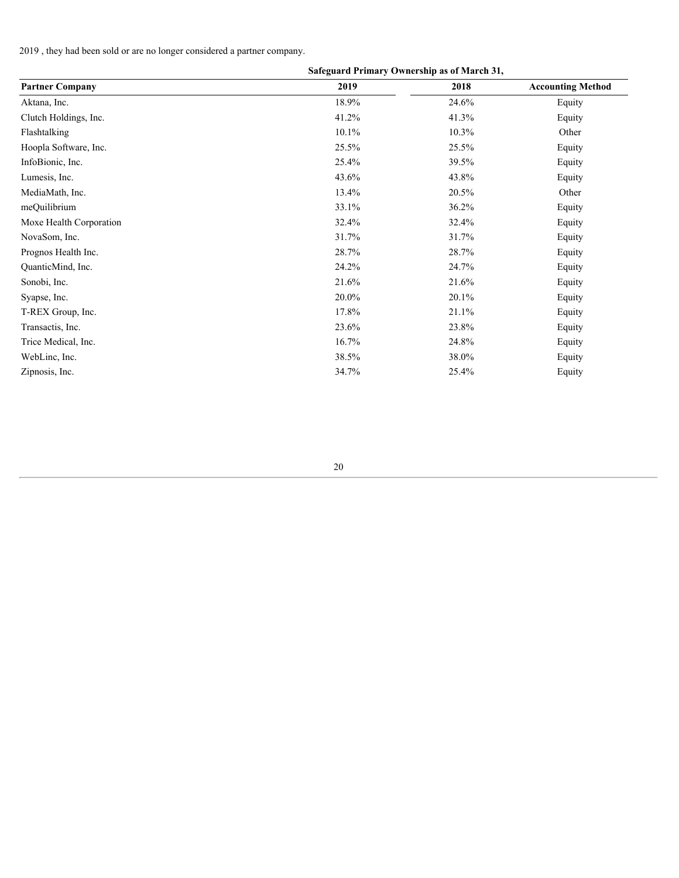2019 , they had been sold or are no longer considered a partner company.

| | Safeguard Primary Ownership as of March 31, | | |
|---|---|---|---|
| **Partner Company** | **2019** | **2018** | **Accounting Method** |
| Aktana, Inc. | 18.9% | 24.6% | Equity |
| Clutch Holdings, Inc. | 41.2% | 41.3% | Equity |
| Flashtalking | 10.1% | 10.3% | Other |
| Hoopla Software, Inc. | 25.5% | 25.5% | Equity |
| InfoBionic, Inc. | 25.4% | 39.5% | Equity |
| Lumesis, Inc. | 43.6% | 43.8% | Equity |
| MediaMath, Inc. | 13.4% | 20.5% | Other |
| meQuilibrium | 33.1% | 36.2% | Equity |
| Moxe Health Corporation | 32.4% | 32.4% | Equity |
| NovaSom, Inc. | 31.7% | 31.7% | Equity |
| Prognos Health Inc. | 28.7% | 28.7% | Equity |
| QuanticMind, Inc. | 24.2% | 24.7% | Equity |
| Sonobi, Inc. | 21.6% | 21.6% | Equity |
| Syapse, Inc. | 20.0% | 20.1% | Equity |
| T-REX Group, Inc. | 17.8% | 21.1% | Equity |
| Transactis, Inc. | 23.6% | 23.8% | Equity |
| Trice Medical, Inc. | 16.7% | 24.8% | Equity |
| WebLinc, Inc. | 38.5% | 38.0% | Equity |
| Zipnosis, Inc. | 34.7% | 25.4% | Equity |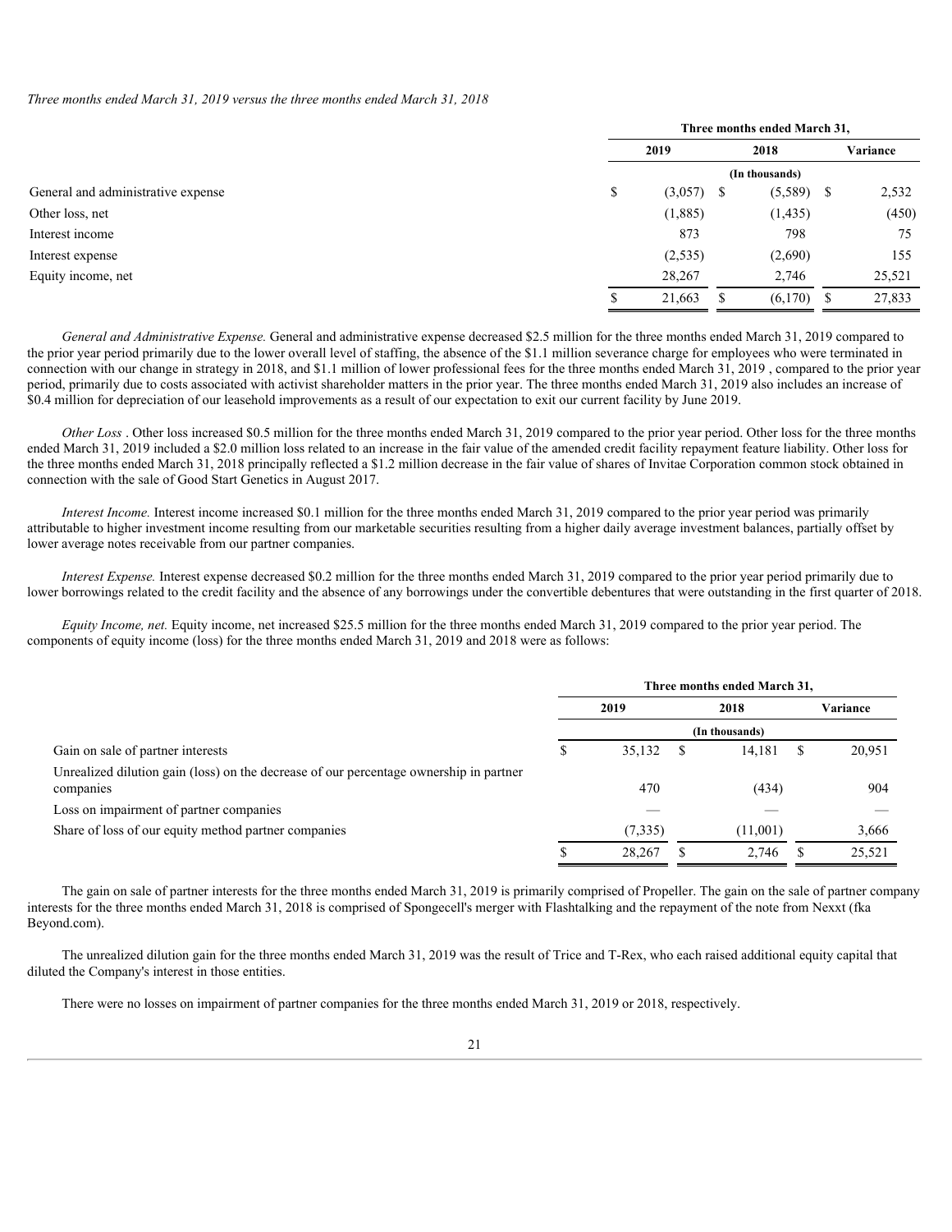*Three months ended March 31, 2019 versus the three months ended March 31, 2018*

| | Three months ended March 31, | | |
|---|---|---|---|
| | 2019 | 2018 | Variance |
| | (In thousands) | | |
| General and administrative expense | $ (3,057) | $ (5,589) | $ 2,532 |
| Other loss, net | (1,885) | (1,435) | (450) |
| Interest income | 873 | 798 | 75 |
| Interest expense | (2,535) | (2,690) | 155 |
| Equity income, net | 28,267 | 2,746 | 25,521 |
| | $ 21,663 | $ (6,170) | $ 27,833 |

*General and Administrative Expense.* General and administrative expense decreased $2.5 million for the three months ended March 31, 2019 compared to the prior year period primarily due to the lower overall level of staffing, the absence of the $1.1 million severance charge for employees who were terminated in connection with our change in strategy in 2018, and $1.1 million of lower professional fees for the three months ended March 31, 2019 , compared to the prior year period, primarily due to costs associated with activist shareholder matters in the prior year. The three months ended March 31, 2019 also includes an increase of $0.4 million for depreciation of our leasehold improvements as a result of our expectation to exit our current facility by June 2019.

*Other Loss* . Other loss increased $0.5 million for the three months ended March 31, 2019 compared to the prior year period. Other loss for the three months ended March 31, 2019 included a $2.0 million loss related to an increase in the fair value of the amended credit facility repayment feature liability. Other loss for the three months ended March 31, 2018 principally reflected a $1.2 million decrease in the fair value of shares of Invitae Corporation common stock obtained in connection with the sale of Good Start Genetics in August 2017.

*Interest Income.* Interest income increased $0.1 million for the three months ended March 31, 2019 compared to the prior year period was primarily attributable to higher investment income resulting from our marketable securities resulting from a higher daily average investment balances, partially offset by lower average notes receivable from our partner companies.

*Interest Expense.* Interest expense decreased $0.2 million for the three months ended March 31, 2019 compared to the prior year period primarily due to lower borrowings related to the credit facility and the absence of any borrowings under the convertible debentures that were outstanding in the first quarter of 2018.

*Equity Income, net.* Equity income, net increased $25.5 million for the three months ended March 31, 2019 compared to the prior year period. The components of equity income (loss) for the three months ended March 31, 2019 and 2018 were as follows:

| | Three months ended March 31, | | |
|---|---|---|---|
| | 2019 | 2018 | Variance |
| | (In thousands) | | |
| Gain on sale of partner interests | $ 35,132 | $ 14,181 | $ 20,951 |
| Unrealized dilution gain (loss) on the decrease of our percentage ownership in partner companies | 470 | (434) | 904 |
| Loss on impairment of partner companies | — | — | — |
| Share of loss of our equity method partner companies | (7,335) | (11,001) | 3,666 |
| | $ 28,267 | $ 2,746 | $ 25,521 |

The gain on sale of partner interests for the three months ended March 31, 2019 is primarily comprised of Propeller. The gain on the sale of partner company interests for the three months ended March 31, 2018 is comprised of Spongecell's merger with Flashtalking and the repayment of the note from Nexxt (fka Beyond.com).

The unrealized dilution gain for the three months ended March 31, 2019 was the result of Trice and T-Rex, who each raised additional equity capital that diluted the Company's interest in those entities.

There were no losses on impairment of partner companies for the three months ended March 31, 2019 or 2018, respectively.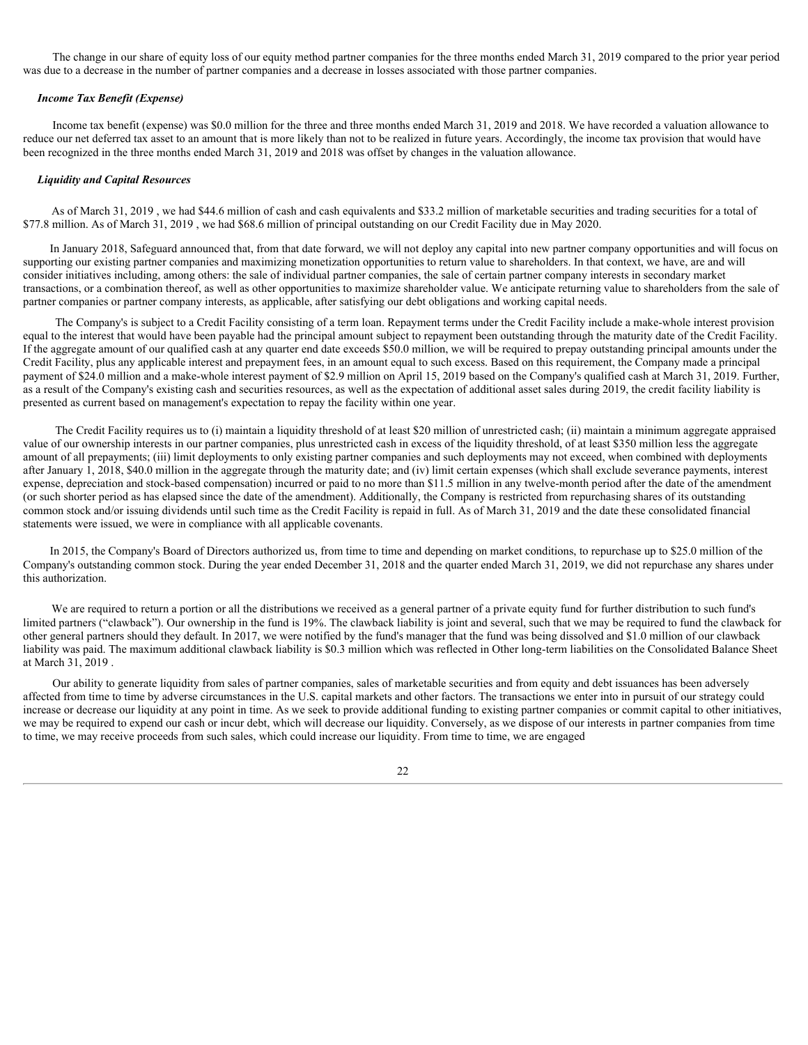The change in our share of equity loss of our equity method partner companies for the three months ended March 31, 2019 compared to the prior year period was due to a decrease in the number of partner companies and a decrease in losses associated with those partner companies.

***Income Tax Benefit (Expense)***

Income tax benefit (expense) was $0.0 million for the three and three months ended March 31, 2019 and 2018. We have recorded a valuation allowance to reduce our net deferred tax asset to an amount that is more likely than not to be realized in future years. Accordingly, the income tax provision that would have been recognized in the three months ended March 31, 2019 and 2018 was offset by changes in the valuation allowance.

***Liquidity and Capital Resources***

As of March 31, 2019 , we had $44.6 million of cash and cash equivalents and $33.2 million of marketable securities and trading securities for a total of $77.8 million. As of March 31, 2019 , we had $68.6 million of principal outstanding on our Credit Facility due in May 2020.

In January 2018, Safeguard announced that, from that date forward, we will not deploy any capital into new partner company opportunities and will focus on supporting our existing partner companies and maximizing monetization opportunities to return value to shareholders. In that context, we have, are and will consider initiatives including, among others: the sale of individual partner companies, the sale of certain partner company interests in secondary market transactions, or a combination thereof, as well as other opportunities to maximize shareholder value. We anticipate returning value to shareholders from the sale of partner companies or partner company interests, as applicable, after satisfying our debt obligations and working capital needs.

The Company's is subject to a Credit Facility consisting of a term loan. Repayment terms under the Credit Facility include a make-whole interest provision equal to the interest that would have been payable had the principal amount subject to repayment been outstanding through the maturity date of the Credit Facility. If the aggregate amount of our qualified cash at any quarter end date exceeds $50.0 million, we will be required to prepay outstanding principal amounts under the Credit Facility, plus any applicable interest and prepayment fees, in an amount equal to such excess. Based on this requirement, the Company made a principal payment of $24.0 million and a make-whole interest payment of $2.9 million on April 15, 2019 based on the Company's qualified cash at March 31, 2019. Further, as a result of the Company's existing cash and securities resources, as well as the expectation of additional asset sales during 2019, the credit facility liability is presented as current based on management's expectation to repay the facility within one year.

The Credit Facility requires us to (i) maintain a liquidity threshold of at least $20 million of unrestricted cash; (ii) maintain a minimum aggregate appraised value of our ownership interests in our partner companies, plus unrestricted cash in excess of the liquidity threshold, of at least $350 million less the aggregate amount of all prepayments; (iii) limit deployments to only existing partner companies and such deployments may not exceed, when combined with deployments after January 1, 2018, $40.0 million in the aggregate through the maturity date; and (iv) limit certain expenses (which shall exclude severance payments, interest expense, depreciation and stock-based compensation) incurred or paid to no more than $11.5 million in any twelve-month period after the date of the amendment (or such shorter period as has elapsed since the date of the amendment). Additionally, the Company is restricted from repurchasing shares of its outstanding common stock and/or issuing dividends until such time as the Credit Facility is repaid in full. As of March 31, 2019 and the date these consolidated financial statements were issued, we were in compliance with all applicable covenants.

In 2015, the Company's Board of Directors authorized us, from time to time and depending on market conditions, to repurchase up to $25.0 million of the Company's outstanding common stock. During the year ended December 31, 2018 and the quarter ended March 31, 2019, we did not repurchase any shares under this authorization.

We are required to return a portion or all the distributions we received as a general partner of a private equity fund for further distribution to such fund's limited partners ("clawback"). Our ownership in the fund is 19%. The clawback liability is joint and several, such that we may be required to fund the clawback for other general partners should they default. In 2017, we were notified by the fund's manager that the fund was being dissolved and $1.0 million of our clawback liability was paid. The maximum additional clawback liability is $0.3 million which was reflected in Other long-term liabilities on the Consolidated Balance Sheet at March 31, 2019 .

Our ability to generate liquidity from sales of partner companies, sales of marketable securities and from equity and debt issuances has been adversely affected from time to time by adverse circumstances in the U.S. capital markets and other factors. The transactions we enter into in pursuit of our strategy could increase or decrease our liquidity at any point in time. As we seek to provide additional funding to existing partner companies or commit capital to other initiatives, we may be required to expend our cash or incur debt, which will decrease our liquidity. Conversely, as we dispose of our interests in partner companies from time to time, we may receive proceeds from such sales, which could increase our liquidity. From time to time, we are engaged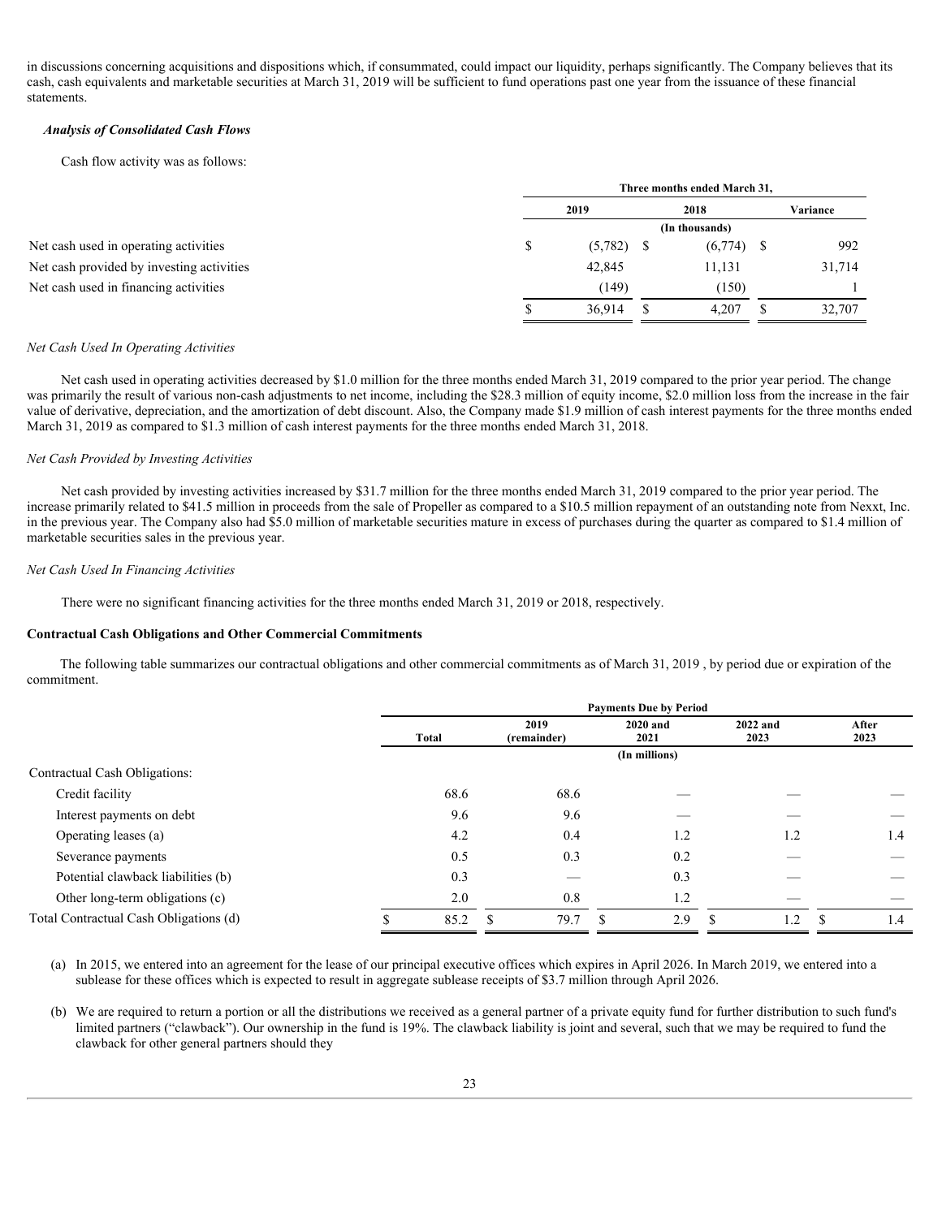in discussions concerning acquisitions and dispositions which, if consummated, could impact our liquidity, perhaps significantly. The Company believes that its cash, cash equivalents and marketable securities at March 31, 2019 will be sufficient to fund operations past one year from the issuance of these financial statements.

***Analysis of Consolidated Cash Flows***

Cash flow activity was as follows:

| | Three months ended March 31, | | |
|---|---|---|---|
| | 2019 | 2018 | Variance |
| | | (In thousands) | |
| Net cash used in operating activities | $ (5,782) | $ (6,774) | $ 992 |
| Net cash provided by investing activities | 42,845 | 11,131 | 31,714 |
| Net cash used in financing activities | (149) | (150) | 1 |
| | $ 36,914 | $ 4,207 | $ 32,707 |

*Net Cash Used In Operating Activities*

Net cash used in operating activities decreased by $1.0 million for the three months ended March 31, 2019 compared to the prior year period. The change was primarily the result of various non-cash adjustments to net income, including the $28.3 million of equity income, $2.0 million loss from the increase in the fair value of derivative, depreciation, and the amortization of debt discount. Also, the Company made $1.9 million of cash interest payments for the three months ended March 31, 2019 as compared to $1.3 million of cash interest payments for the three months ended March 31, 2018.

*Net Cash Provided by Investing Activities*

Net cash provided by investing activities increased by $31.7 million for the three months ended March 31, 2019 compared to the prior year period. The increase primarily related to $41.5 million in proceeds from the sale of Propeller as compared to a $10.5 million repayment of an outstanding note from Nexxt, Inc. in the previous year. The Company also had $5.0 million of marketable securities mature in excess of purchases during the quarter as compared to $1.4 million of marketable securities sales in the previous year.

*Net Cash Used In Financing Activities*

There were no significant financing activities for the three months ended March 31, 2019 or 2018, respectively.

**Contractual Cash Obligations and Other Commercial Commitments**

The following table summarizes our contractual obligations and other commercial commitments as of March 31, 2019 , by period due or expiration of the commitment.

| | Payments Due by Period | | | | |
|---|---|---|---|---|---|
| | Total | 2019 (remainder) | 2020 and 2021 | 2022 and 2023 | After 2023 |
| | | | (In millions) | | |
| Contractual Cash Obligations: | | | | | |
| Credit facility | 68.6 | 68.6 | — | — | — |
| Interest payments on debt | 9.6 | 9.6 | — | — | — |
| Operating leases (a) | 4.2 | 0.4 | 1.2 | 1.2 | 1.4 |
| Severance payments | 0.5 | 0.3 | 0.2 | — | — |
| Potential clawback liabilities (b) | 0.3 | — | 0.3 | — | — |
| Other long-term obligations (c) | 2.0 | 0.8 | 1.2 | — | — |
| Total Contractual Cash Obligations (d) | $ 85.2 | $ 79.7 | $ 2.9 | $ 1.2 | $ 1.4 |

(a) In 2015, we entered into an agreement for the lease of our principal executive offices which expires in April 2026. In March 2019, we entered into a sublease for these offices which is expected to result in aggregate sublease receipts of $3.7 million through April 2026.

(b) We are required to return a portion or all the distributions we received as a general partner of a private equity fund for further distribution to such fund's limited partners ("clawback"). Our ownership in the fund is 19%. The clawback liability is joint and several, such that we may be required to fund the clawback for other general partners should they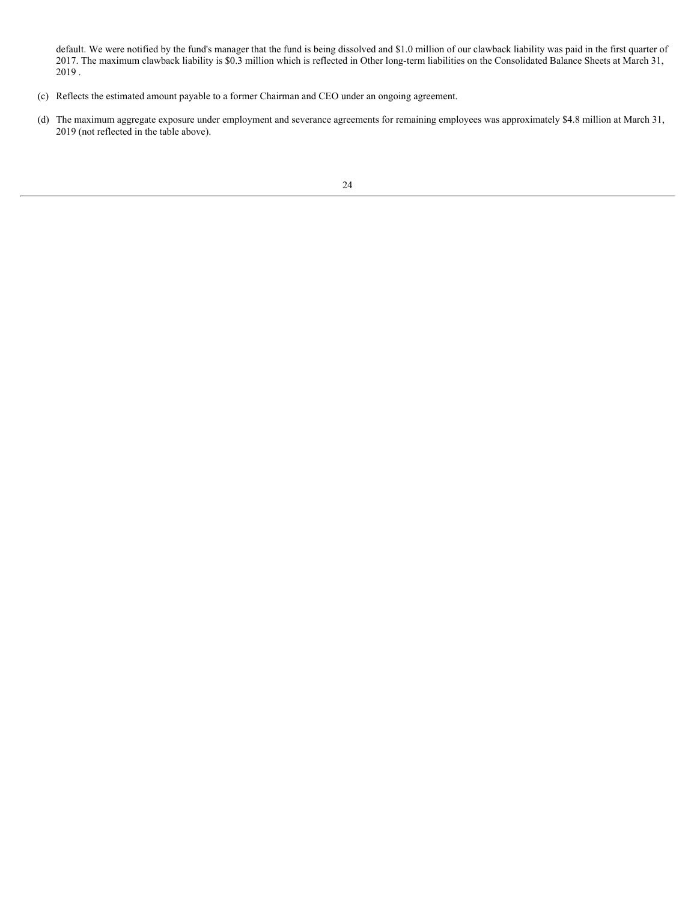default. We were notified by the fund's manager that the fund is being dissolved and $1.0 million of our clawback liability was paid in the first quarter of 2017. The maximum clawback liability is $0.3 million which is reflected in Other long-term liabilities on the Consolidated Balance Sheets at March 31, 2019 .

(c) Reflects the estimated amount payable to a former Chairman and CEO under an ongoing agreement.

(d) The maximum aggregate exposure under employment and severance agreements for remaining employees was approximately $4.8 million at March 31, 2019 (not reflected in the table above).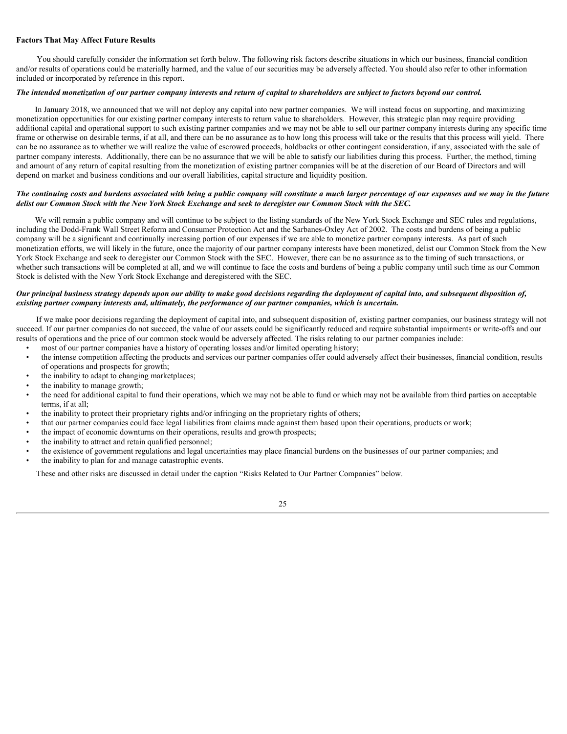**Factors That May Affect Future Results**

You should carefully consider the information set forth below. The following risk factors describe situations in which our business, financial condition and/or results of operations could be materially harmed, and the value of our securities may be adversely affected. You should also refer to other information included or incorporated by reference in this report.

***The intended monetization of our partner company interests and return of capital to shareholders are subject to factors beyond our control.***

In January 2018, we announced that we will not deploy any capital into new partner companies. We will instead focus on supporting, and maximizing monetization opportunities for our existing partner company interests to return value to shareholders. However, this strategic plan may require providing additional capital and operational support to such existing partner companies and we may not be able to sell our partner company interests during any specific time frame or otherwise on desirable terms, if at all, and there can be no assurance as to how long this process will take or the results that this process will yield. There can be no assurance as to whether we will realize the value of escrowed proceeds, holdbacks or other contingent consideration, if any, associated with the sale of partner company interests. Additionally, there can be no assurance that we will be able to satisfy our liabilities during this process. Further, the method, timing and amount of any return of capital resulting from the monetization of existing partner companies will be at the discretion of our Board of Directors and will depend on market and business conditions and our overall liabilities, capital structure and liquidity position.

***The continuing costs and burdens associated with being a public company will constitute a much larger percentage of our expenses and we may in the future delist our Common Stock with the New York Stock Exchange and seek to deregister our Common Stock with the SEC.***

We will remain a public company and will continue to be subject to the listing standards of the New York Stock Exchange and SEC rules and regulations, including the Dodd-Frank Wall Street Reform and Consumer Protection Act and the Sarbanes-Oxley Act of 2002. The costs and burdens of being a public company will be a significant and continually increasing portion of our expenses if we are able to monetize partner company interests. As part of such monetization efforts, we will likely in the future, once the majority of our partner company interests have been monetized, delist our Common Stock from the New York Stock Exchange and seek to deregister our Common Stock with the SEC. However, there can be no assurance as to the timing of such transactions, or whether such transactions will be completed at all, and we will continue to face the costs and burdens of being a public company until such time as our Common Stock is delisted with the New York Stock Exchange and deregistered with the SEC.

***Our principal business strategy depends upon our ability to make good decisions regarding the deployment of capital into, and subsequent disposition of, existing partner company interests and, ultimately, the performance of our partner companies, which is uncertain.***

If we make poor decisions regarding the deployment of capital into, and subsequent disposition of, existing partner companies, our business strategy will not succeed. If our partner companies do not succeed, the value of our assets could be significantly reduced and require substantial impairments or write-offs and our results of operations and the price of our common stock would be adversely affected. The risks relating to our partner companies include:

- most of our partner companies have a history of operating losses and/or limited operating history;
- the intense competition affecting the products and services our partner companies offer could adversely affect their businesses, financial condition, results of operations and prospects for growth;
- the inability to adapt to changing marketplaces;
- the inability to manage growth;
- the need for additional capital to fund their operations, which we may not be able to fund or which may not be available from third parties on acceptable terms, if at all;
- the inability to protect their proprietary rights and/or infringing on the proprietary rights of others;
- that our partner companies could face legal liabilities from claims made against them based upon their operations, products or work;
- the impact of economic downturns on their operations, results and growth prospects;
- the inability to attract and retain qualified personnel;
- the existence of government regulations and legal uncertainties may place financial burdens on the businesses of our partner companies; and
- the inability to plan for and manage catastrophic events.

These and other risks are discussed in detail under the caption "Risks Related to Our Partner Companies" below.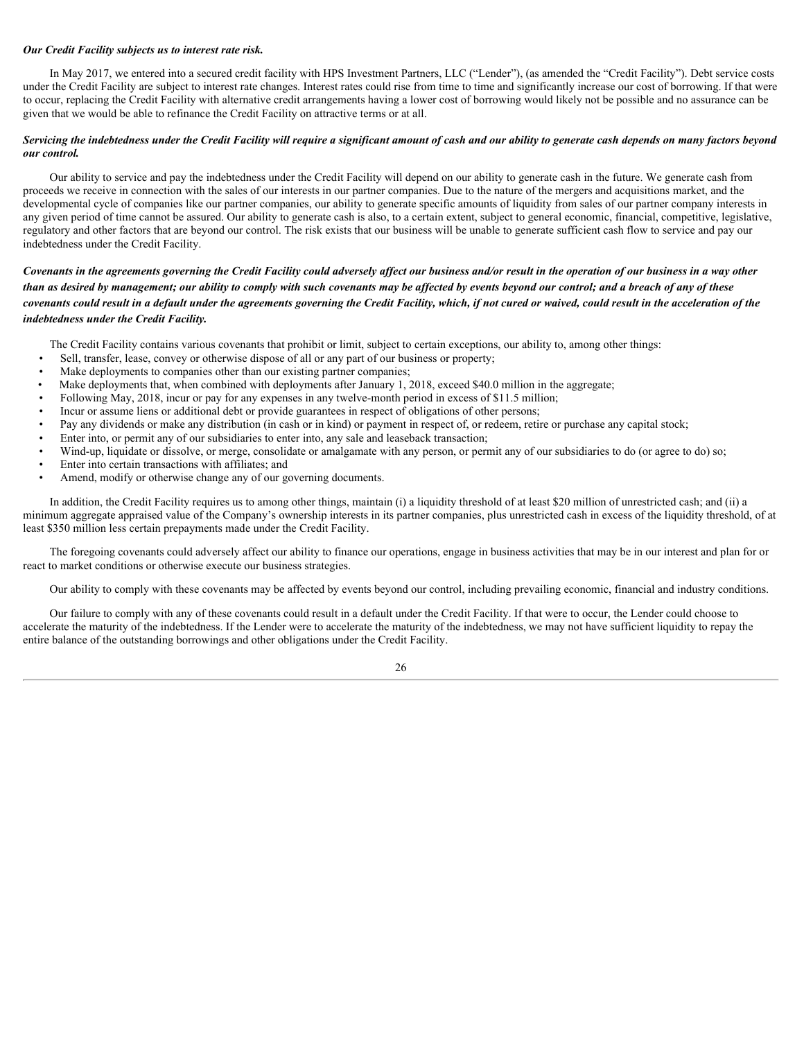***Our Credit Facility subjects us to interest rate risk.***

In May 2017, we entered into a secured credit facility with HPS Investment Partners, LLC ("Lender"), (as amended the "Credit Facility"). Debt service costs under the Credit Facility are subject to interest rate changes. Interest rates could rise from time to time and significantly increase our cost of borrowing. If that were to occur, replacing the Credit Facility with alternative credit arrangements having a lower cost of borrowing would likely not be possible and no assurance can be given that we would be able to refinance the Credit Facility on attractive terms or at all.

***Servicing the indebtedness under the Credit Facility will require a significant amount of cash and our ability to generate cash depends on many factors beyond our control.***

Our ability to service and pay the indebtedness under the Credit Facility will depend on our ability to generate cash in the future. We generate cash from proceeds we receive in connection with the sales of our interests in our partner companies. Due to the nature of the mergers and acquisitions market, and the developmental cycle of companies like our partner companies, our ability to generate specific amounts of liquidity from sales of our partner company interests in any given period of time cannot be assured. Our ability to generate cash is also, to a certain extent, subject to general economic, financial, competitive, legislative, regulatory and other factors that are beyond our control. The risk exists that our business will be unable to generate sufficient cash flow to service and pay our indebtedness under the Credit Facility.

***Covenants in the agreements governing the Credit Facility could adversely affect our business and/or result in the operation of our business in a way other than as desired by management; our ability to comply with such covenants may be affected by events beyond our control; and a breach of any of these covenants could result in a default under the agreements governing the Credit Facility, which, if not cured or waived, could result in the acceleration of the indebtedness under the Credit Facility.***

The Credit Facility contains various covenants that prohibit or limit, subject to certain exceptions, our ability to, among other things:

- Sell, transfer, lease, convey or otherwise dispose of all or any part of our business or property;
- Make deployments to companies other than our existing partner companies;
- Make deployments that, when combined with deployments after January 1, 2018, exceed $40.0 million in the aggregate;
- Following May, 2018, incur or pay for any expenses in any twelve-month period in excess of $11.5 million;
- Incur or assume liens or additional debt or provide guarantees in respect of obligations of other persons;
- Pay any dividends or make any distribution (in cash or in kind) or payment in respect of, or redeem, retire or purchase any capital stock;
- Enter into, or permit any of our subsidiaries to enter into, any sale and leaseback transaction;
- Wind-up, liquidate or dissolve, or merge, consolidate or amalgamate with any person, or permit any of our subsidiaries to do (or agree to do) so;
- Enter into certain transactions with affiliates; and
- Amend, modify or otherwise change any of our governing documents.

In addition, the Credit Facility requires us to among other things, maintain (i) a liquidity threshold of at least $20 million of unrestricted cash; and (ii) a minimum aggregate appraised value of the Company's ownership interests in its partner companies, plus unrestricted cash in excess of the liquidity threshold, of at least $350 million less certain prepayments made under the Credit Facility.

The foregoing covenants could adversely affect our ability to finance our operations, engage in business activities that may be in our interest and plan for or react to market conditions or otherwise execute our business strategies.

Our ability to comply with these covenants may be affected by events beyond our control, including prevailing economic, financial and industry conditions.

Our failure to comply with any of these covenants could result in a default under the Credit Facility. If that were to occur, the Lender could choose to accelerate the maturity of the indebtedness. If the Lender were to accelerate the maturity of the indebtedness, we may not have sufficient liquidity to repay the entire balance of the outstanding borrowings and other obligations under the Credit Facility.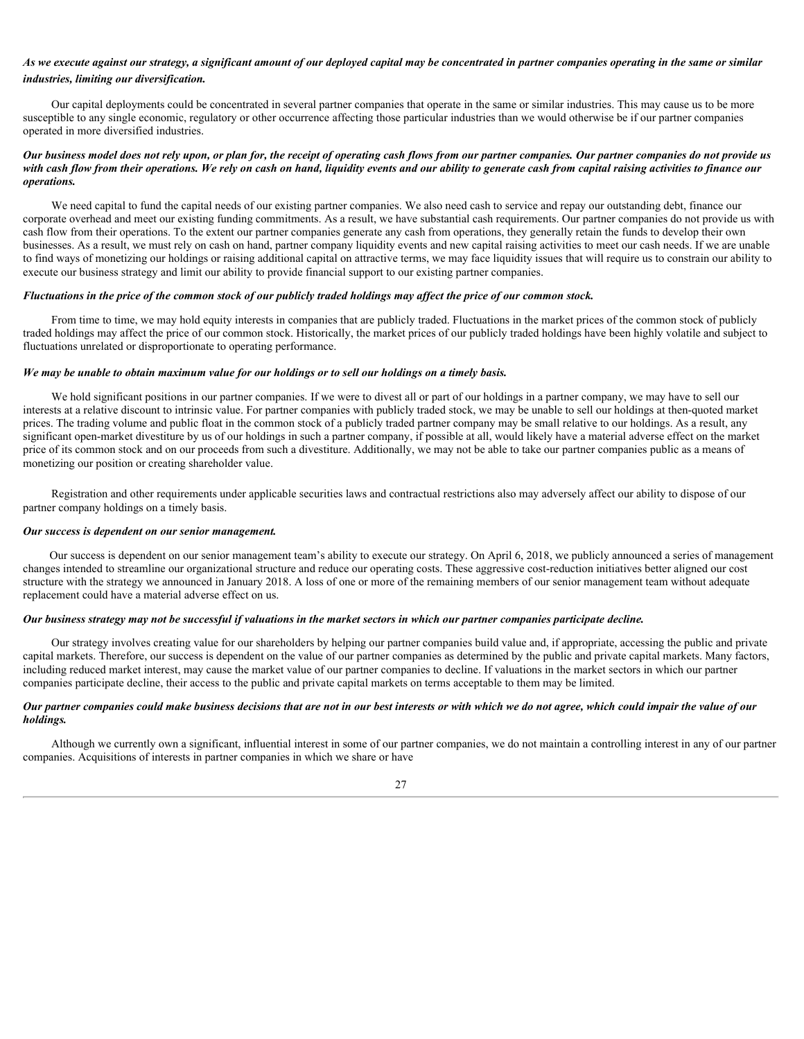***As we execute against our strategy, a significant amount of our deployed capital may be concentrated in partner companies operating in the same or similar industries, limiting our diversification.***

Our capital deployments could be concentrated in several partner companies that operate in the same or similar industries. This may cause us to be more susceptible to any single economic, regulatory or other occurrence affecting those particular industries than we would otherwise be if our partner companies operated in more diversified industries.

***Our business model does not rely upon, or plan for, the receipt of operating cash flows from our partner companies. Our partner companies do not provide us with cash flow from their operations. We rely on cash on hand, liquidity events and our ability to generate cash from capital raising activities to finance our operations.***

We need capital to fund the capital needs of our existing partner companies. We also need cash to service and repay our outstanding debt, finance our corporate overhead and meet our existing funding commitments. As a result, we have substantial cash requirements. Our partner companies do not provide us with cash flow from their operations. To the extent our partner companies generate any cash from operations, they generally retain the funds to develop their own businesses. As a result, we must rely on cash on hand, partner company liquidity events and new capital raising activities to meet our cash needs. If we are unable to find ways of monetizing our holdings or raising additional capital on attractive terms, we may face liquidity issues that will require us to constrain our ability to execute our business strategy and limit our ability to provide financial support to our existing partner companies.

***Fluctuations in the price of the common stock of our publicly traded holdings may affect the price of our common stock.***

From time to time, we may hold equity interests in companies that are publicly traded. Fluctuations in the market prices of the common stock of publicly traded holdings may affect the price of our common stock. Historically, the market prices of our publicly traded holdings have been highly volatile and subject to fluctuations unrelated or disproportionate to operating performance.

***We may be unable to obtain maximum value for our holdings or to sell our holdings on a timely basis.***

We hold significant positions in our partner companies. If we were to divest all or part of our holdings in a partner company, we may have to sell our interests at a relative discount to intrinsic value. For partner companies with publicly traded stock, we may be unable to sell our holdings at then-quoted market prices. The trading volume and public float in the common stock of a publicly traded partner company may be small relative to our holdings. As a result, any significant open-market divestiture by us of our holdings in such a partner company, if possible at all, would likely have a material adverse effect on the market price of its common stock and on our proceeds from such a divestiture. Additionally, we may not be able to take our partner companies public as a means of monetizing our position or creating shareholder value.

Registration and other requirements under applicable securities laws and contractual restrictions also may adversely affect our ability to dispose of our partner company holdings on a timely basis.

***Our success is dependent on our senior management.***

Our success is dependent on our senior management team's ability to execute our strategy. On April 6, 2018, we publicly announced a series of management changes intended to streamline our organizational structure and reduce our operating costs. These aggressive cost-reduction initiatives better aligned our cost structure with the strategy we announced in January 2018. A loss of one or more of the remaining members of our senior management team without adequate replacement could have a material adverse effect on us.

***Our business strategy may not be successful if valuations in the market sectors in which our partner companies participate decline.***

Our strategy involves creating value for our shareholders by helping our partner companies build value and, if appropriate, accessing the public and private capital markets. Therefore, our success is dependent on the value of our partner companies as determined by the public and private capital markets. Many factors, including reduced market interest, may cause the market value of our partner companies to decline. If valuations in the market sectors in which our partner companies participate decline, their access to the public and private capital markets on terms acceptable to them may be limited.

***Our partner companies could make business decisions that are not in our best interests or with which we do not agree, which could impair the value of our holdings.***

Although we currently own a significant, influential interest in some of our partner companies, we do not maintain a controlling interest in any of our partner companies. Acquisitions of interests in partner companies in which we share or have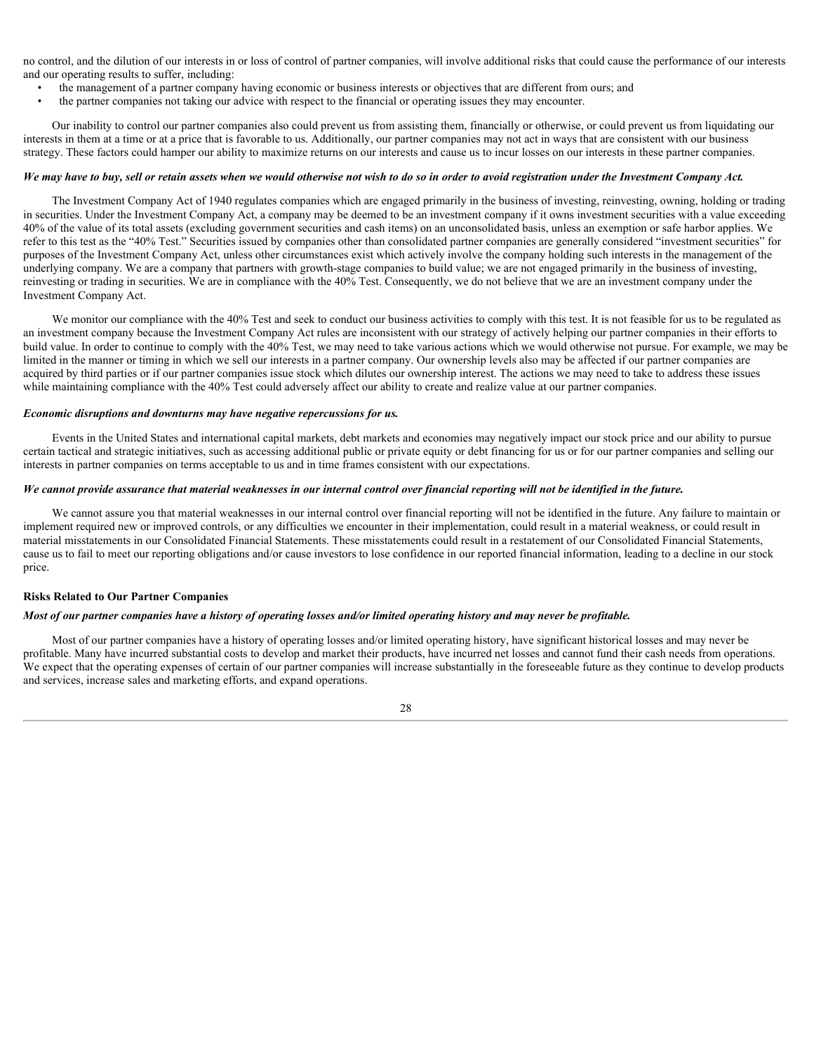no control, and the dilution of our interests in or loss of control of partner companies, will involve additional risks that could cause the performance of our interests and our operating results to suffer, including:

- the management of a partner company having economic or business interests or objectives that are different from ours; and
- the partner companies not taking our advice with respect to the financial or operating issues they may encounter.

Our inability to control our partner companies also could prevent us from assisting them, financially or otherwise, or could prevent us from liquidating our interests in them at a time or at a price that is favorable to us. Additionally, our partner companies may not act in ways that are consistent with our business strategy. These factors could hamper our ability to maximize returns on our interests and cause us to incur losses on our interests in these partner companies.

***We may have to buy, sell or retain assets when we would otherwise not wish to do so in order to avoid registration under the Investment Company Act.***

The Investment Company Act of 1940 regulates companies which are engaged primarily in the business of investing, reinvesting, owning, holding or trading in securities. Under the Investment Company Act, a company may be deemed to be an investment company if it owns investment securities with a value exceeding 40% of the value of its total assets (excluding government securities and cash items) on an unconsolidated basis, unless an exemption or safe harbor applies. We refer to this test as the "40% Test." Securities issued by companies other than consolidated partner companies are generally considered "investment securities" for purposes of the Investment Company Act, unless other circumstances exist which actively involve the company holding such interests in the management of the underlying company. We are a company that partners with growth-stage companies to build value; we are not engaged primarily in the business of investing, reinvesting or trading in securities. We are in compliance with the 40% Test. Consequently, we do not believe that we are an investment company under the Investment Company Act.

We monitor our compliance with the 40% Test and seek to conduct our business activities to comply with this test. It is not feasible for us to be regulated as an investment company because the Investment Company Act rules are inconsistent with our strategy of actively helping our partner companies in their efforts to build value. In order to continue to comply with the 40% Test, we may need to take various actions which we would otherwise not pursue. For example, we may be limited in the manner or timing in which we sell our interests in a partner company. Our ownership levels also may be affected if our partner companies are acquired by third parties or if our partner companies issue stock which dilutes our ownership interest. The actions we may need to take to address these issues while maintaining compliance with the 40% Test could adversely affect our ability to create and realize value at our partner companies.

***Economic disruptions and downturns may have negative repercussions for us.***

Events in the United States and international capital markets, debt markets and economies may negatively impact our stock price and our ability to pursue certain tactical and strategic initiatives, such as accessing additional public or private equity or debt financing for us or for our partner companies and selling our interests in partner companies on terms acceptable to us and in time frames consistent with our expectations.

***We cannot provide assurance that material weaknesses in our internal control over financial reporting will not be identified in the future.***

We cannot assure you that material weaknesses in our internal control over financial reporting will not be identified in the future. Any failure to maintain or implement required new or improved controls, or any difficulties we encounter in their implementation, could result in a material weakness, or could result in material misstatements in our Consolidated Financial Statements. These misstatements could result in a restatement of our Consolidated Financial Statements, cause us to fail to meet our reporting obligations and/or cause investors to lose confidence in our reported financial information, leading to a decline in our stock price.

**Risks Related to Our Partner Companies**

***Most of our partner companies have a history of operating losses and/or limited operating history and may never be profitable.***

Most of our partner companies have a history of operating losses and/or limited operating history, have significant historical losses and may never be profitable. Many have incurred substantial costs to develop and market their products, have incurred net losses and cannot fund their cash needs from operations. We expect that the operating expenses of certain of our partner companies will increase substantially in the foreseeable future as they continue to develop products and services, increase sales and marketing efforts, and expand operations.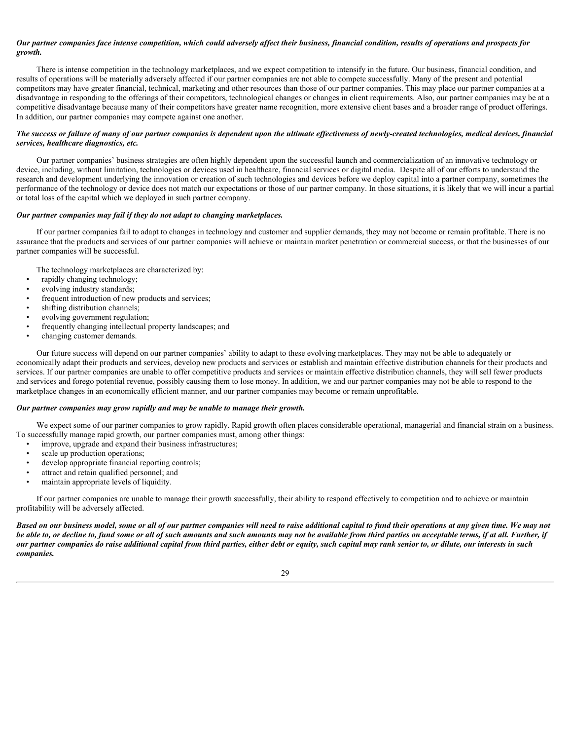***Our partner companies face intense competition, which could adversely affect their business, financial condition, results of operations and prospects for growth.***

There is intense competition in the technology marketplaces, and we expect competition to intensify in the future. Our business, financial condition, and results of operations will be materially adversely affected if our partner companies are not able to compete successfully. Many of the present and potential competitors may have greater financial, technical, marketing and other resources than those of our partner companies. This may place our partner companies at a disadvantage in responding to the offerings of their competitors, technological changes or changes in client requirements. Also, our partner companies may be at a competitive disadvantage because many of their competitors have greater name recognition, more extensive client bases and a broader range of product offerings. In addition, our partner companies may compete against one another.

***The success or failure of many of our partner companies is dependent upon the ultimate effectiveness of newly-created technologies, medical devices, financial services, healthcare diagnostics, etc.***

Our partner companies' business strategies are often highly dependent upon the successful launch and commercialization of an innovative technology or device, including, without limitation, technologies or devices used in healthcare, financial services or digital media. Despite all of our efforts to understand the research and development underlying the innovation or creation of such technologies and devices before we deploy capital into a partner company, sometimes the performance of the technology or device does not match our expectations or those of our partner company. In those situations, it is likely that we will incur a partial or total loss of the capital which we deployed in such partner company.

***Our partner companies may fail if they do not adapt to changing marketplaces.***

If our partner companies fail to adapt to changes in technology and customer and supplier demands, they may not become or remain profitable. There is no assurance that the products and services of our partner companies will achieve or maintain market penetration or commercial success, or that the businesses of our partner companies will be successful.

The technology marketplaces are characterized by:

- rapidly changing technology;
- evolving industry standards;
- frequent introduction of new products and services;
- shifting distribution channels;
- evolving government regulation;
- frequently changing intellectual property landscapes; and
- changing customer demands.

Our future success will depend on our partner companies' ability to adapt to these evolving marketplaces. They may not be able to adequately or economically adapt their products and services, develop new products and services or establish and maintain effective distribution channels for their products and services. If our partner companies are unable to offer competitive products and services or maintain effective distribution channels, they will sell fewer products and services and forego potential revenue, possibly causing them to lose money. In addition, we and our partner companies may not be able to respond to the marketplace changes in an economically efficient manner, and our partner companies may become or remain unprofitable.

***Our partner companies may grow rapidly and may be unable to manage their growth.***

We expect some of our partner companies to grow rapidly. Rapid growth often places considerable operational, managerial and financial strain on a business. To successfully manage rapid growth, our partner companies must, among other things:

- improve, upgrade and expand their business infrastructures;
- scale up production operations;
- develop appropriate financial reporting controls;
- attract and retain qualified personnel; and
- maintain appropriate levels of liquidity.

If our partner companies are unable to manage their growth successfully, their ability to respond effectively to competition and to achieve or maintain profitability will be adversely affected.

***Based on our business model, some or all of our partner companies will need to raise additional capital to fund their operations at any given time. We may not be able to, or decline to, fund some or all of such amounts and such amounts may not be available from third parties on acceptable terms, if at all. Further, if our partner companies do raise additional capital from third parties, either debt or equity, such capital may rank senior to, or dilute, our interests in such companies.***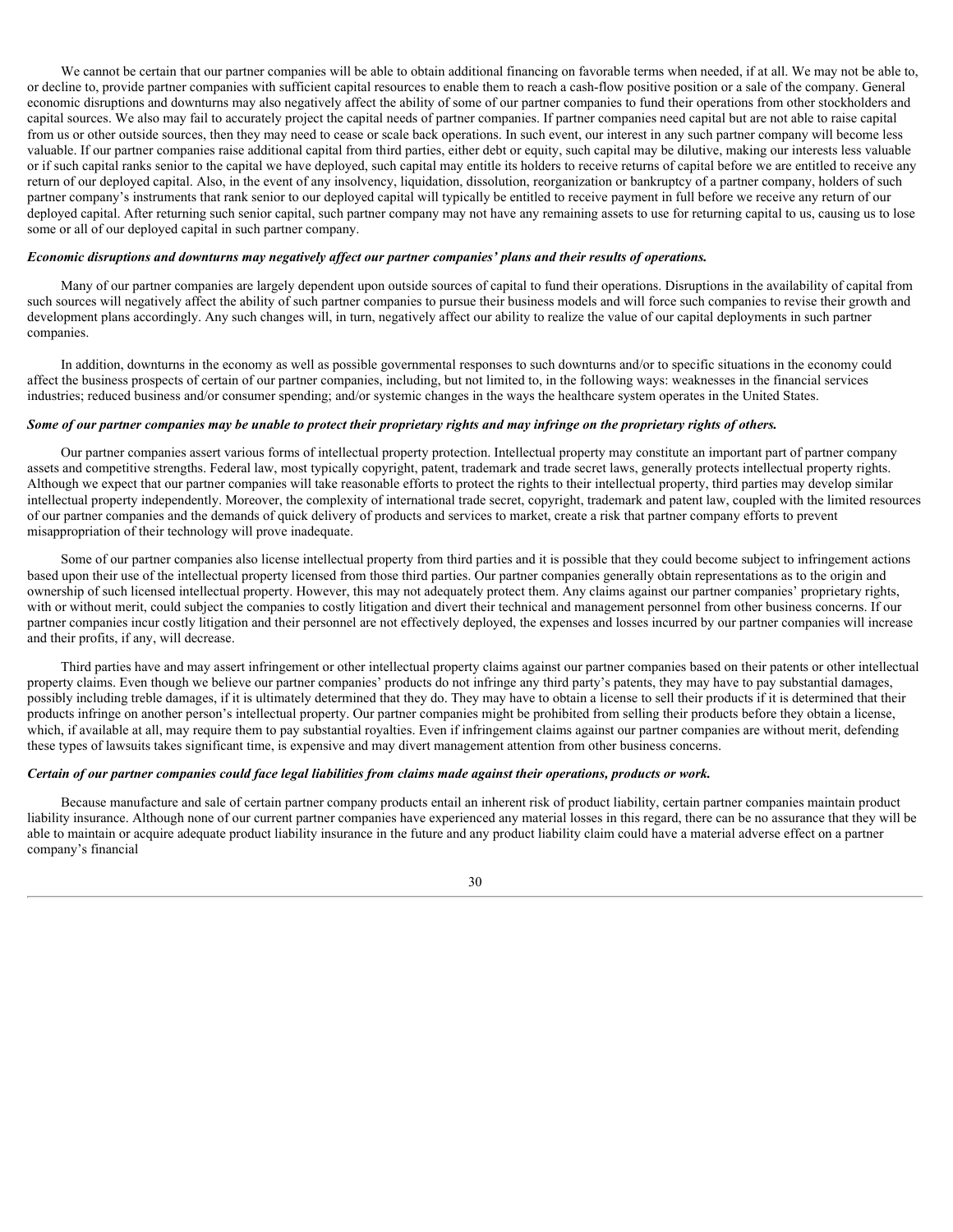We cannot be certain that our partner companies will be able to obtain additional financing on favorable terms when needed, if at all. We may not be able to, or decline to, provide partner companies with sufficient capital resources to enable them to reach a cash-flow positive position or a sale of the company. General economic disruptions and downturns may also negatively affect the ability of some of our partner companies to fund their operations from other stockholders and capital sources. We also may fail to accurately project the capital needs of partner companies. If partner companies need capital but are not able to raise capital from us or other outside sources, then they may need to cease or scale back operations. In such event, our interest in any such partner company will become less valuable. If our partner companies raise additional capital from third parties, either debt or equity, such capital may be dilutive, making our interests less valuable or if such capital ranks senior to the capital we have deployed, such capital may entitle its holders to receive returns of capital before we are entitled to receive any return of our deployed capital. Also, in the event of any insolvency, liquidation, dissolution, reorganization or bankruptcy of a partner company, holders of such partner company's instruments that rank senior to our deployed capital will typically be entitled to receive payment in full before we receive any return of our deployed capital. After returning such senior capital, such partner company may not have any remaining assets to use for returning capital to us, causing us to lose some or all of our deployed capital in such partner company.

***Economic disruptions and downturns may negatively affect our partner companies' plans and their results of operations.***

Many of our partner companies are largely dependent upon outside sources of capital to fund their operations. Disruptions in the availability of capital from such sources will negatively affect the ability of such partner companies to pursue their business models and will force such companies to revise their growth and development plans accordingly. Any such changes will, in turn, negatively affect our ability to realize the value of our capital deployments in such partner companies.

In addition, downturns in the economy as well as possible governmental responses to such downturns and/or to specific situations in the economy could affect the business prospects of certain of our partner companies, including, but not limited to, in the following ways: weaknesses in the financial services industries; reduced business and/or consumer spending; and/or systemic changes in the ways the healthcare system operates in the United States.

***Some of our partner companies may be unable to protect their proprietary rights and may infringe on the proprietary rights of others.***

Our partner companies assert various forms of intellectual property protection. Intellectual property may constitute an important part of partner company assets and competitive strengths. Federal law, most typically copyright, patent, trademark and trade secret laws, generally protects intellectual property rights. Although we expect that our partner companies will take reasonable efforts to protect the rights to their intellectual property, third parties may develop similar intellectual property independently. Moreover, the complexity of international trade secret, copyright, trademark and patent law, coupled with the limited resources of our partner companies and the demands of quick delivery of products and services to market, create a risk that partner company efforts to prevent misappropriation of their technology will prove inadequate.

Some of our partner companies also license intellectual property from third parties and it is possible that they could become subject to infringement actions based upon their use of the intellectual property licensed from those third parties. Our partner companies generally obtain representations as to the origin and ownership of such licensed intellectual property. However, this may not adequately protect them. Any claims against our partner companies' proprietary rights, with or without merit, could subject the companies to costly litigation and divert their technical and management personnel from other business concerns. If our partner companies incur costly litigation and their personnel are not effectively deployed, the expenses and losses incurred by our partner companies will increase and their profits, if any, will decrease.

Third parties have and may assert infringement or other intellectual property claims against our partner companies based on their patents or other intellectual property claims. Even though we believe our partner companies' products do not infringe any third party's patents, they may have to pay substantial damages, possibly including treble damages, if it is ultimately determined that they do. They may have to obtain a license to sell their products if it is determined that their products infringe on another person's intellectual property. Our partner companies might be prohibited from selling their products before they obtain a license, which, if available at all, may require them to pay substantial royalties. Even if infringement claims against our partner companies are without merit, defending these types of lawsuits takes significant time, is expensive and may divert management attention from other business concerns.

***Certain of our partner companies could face legal liabilities from claims made against their operations, products or work.***

Because manufacture and sale of certain partner company products entail an inherent risk of product liability, certain partner companies maintain product liability insurance. Although none of our current partner companies have experienced any material losses in this regard, there can be no assurance that they will be able to maintain or acquire adequate product liability insurance in the future and any product liability claim could have a material adverse effect on a partner company's financial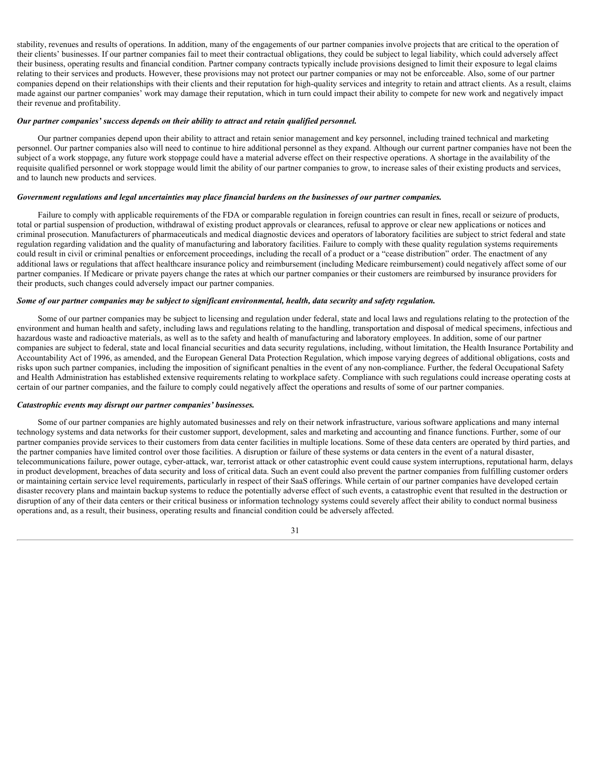stability, revenues and results of operations. In addition, many of the engagements of our partner companies involve projects that are critical to the operation of their clients' businesses. If our partner companies fail to meet their contractual obligations, they could be subject to legal liability, which could adversely affect their business, operating results and financial condition. Partner company contracts typically include provisions designed to limit their exposure to legal claims relating to their services and products. However, these provisions may not protect our partner companies or may not be enforceable. Also, some of our partner companies depend on their relationships with their clients and their reputation for high-quality services and integrity to retain and attract clients. As a result, claims made against our partner companies' work may damage their reputation, which in turn could impact their ability to compete for new work and negatively impact their revenue and profitability.

***Our partner companies' success depends on their ability to attract and retain qualified personnel.***

Our partner companies depend upon their ability to attract and retain senior management and key personnel, including trained technical and marketing personnel. Our partner companies also will need to continue to hire additional personnel as they expand. Although our current partner companies have not been the subject of a work stoppage, any future work stoppage could have a material adverse effect on their respective operations. A shortage in the availability of the requisite qualified personnel or work stoppage would limit the ability of our partner companies to grow, to increase sales of their existing products and services, and to launch new products and services.

***Government regulations and legal uncertainties may place financial burdens on the businesses of our partner companies.***

Failure to comply with applicable requirements of the FDA or comparable regulation in foreign countries can result in fines, recall or seizure of products, total or partial suspension of production, withdrawal of existing product approvals or clearances, refusal to approve or clear new applications or notices and criminal prosecution. Manufacturers of pharmaceuticals and medical diagnostic devices and operators of laboratory facilities are subject to strict federal and state regulation regarding validation and the quality of manufacturing and laboratory facilities. Failure to comply with these quality regulation systems requirements could result in civil or criminal penalties or enforcement proceedings, including the recall of a product or a "cease distribution" order. The enactment of any additional laws or regulations that affect healthcare insurance policy and reimbursement (including Medicare reimbursement) could negatively affect some of our partner companies. If Medicare or private payers change the rates at which our partner companies or their customers are reimbursed by insurance providers for their products, such changes could adversely impact our partner companies.

***Some of our partner companies may be subject to significant environmental, health, data security and safety regulation.***

Some of our partner companies may be subject to licensing and regulation under federal, state and local laws and regulations relating to the protection of the environment and human health and safety, including laws and regulations relating to the handling, transportation and disposal of medical specimens, infectious and hazardous waste and radioactive materials, as well as to the safety and health of manufacturing and laboratory employees. In addition, some of our partner companies are subject to federal, state and local financial securities and data security regulations, including, without limitation, the Health Insurance Portability and Accountability Act of 1996, as amended, and the European General Data Protection Regulation, which impose varying degrees of additional obligations, costs and risks upon such partner companies, including the imposition of significant penalties in the event of any non-compliance. Further, the federal Occupational Safety and Health Administration has established extensive requirements relating to workplace safety. Compliance with such regulations could increase operating costs at certain of our partner companies, and the failure to comply could negatively affect the operations and results of some of our partner companies.

***Catastrophic events may disrupt our partner companies' businesses.***

Some of our partner companies are highly automated businesses and rely on their network infrastructure, various software applications and many internal technology systems and data networks for their customer support, development, sales and marketing and accounting and finance functions. Further, some of our partner companies provide services to their customers from data center facilities in multiple locations. Some of these data centers are operated by third parties, and the partner companies have limited control over those facilities. A disruption or failure of these systems or data centers in the event of a natural disaster, telecommunications failure, power outage, cyber-attack, war, terrorist attack or other catastrophic event could cause system interruptions, reputational harm, delays in product development, breaches of data security and loss of critical data. Such an event could also prevent the partner companies from fulfilling customer orders or maintaining certain service level requirements, particularly in respect of their SaaS offerings. While certain of our partner companies have developed certain disaster recovery plans and maintain backup systems to reduce the potentially adverse effect of such events, a catastrophic event that resulted in the destruction or disruption of any of their data centers or their critical business or information technology systems could severely affect their ability to conduct normal business operations and, as a result, their business, operating results and financial condition could be adversely affected.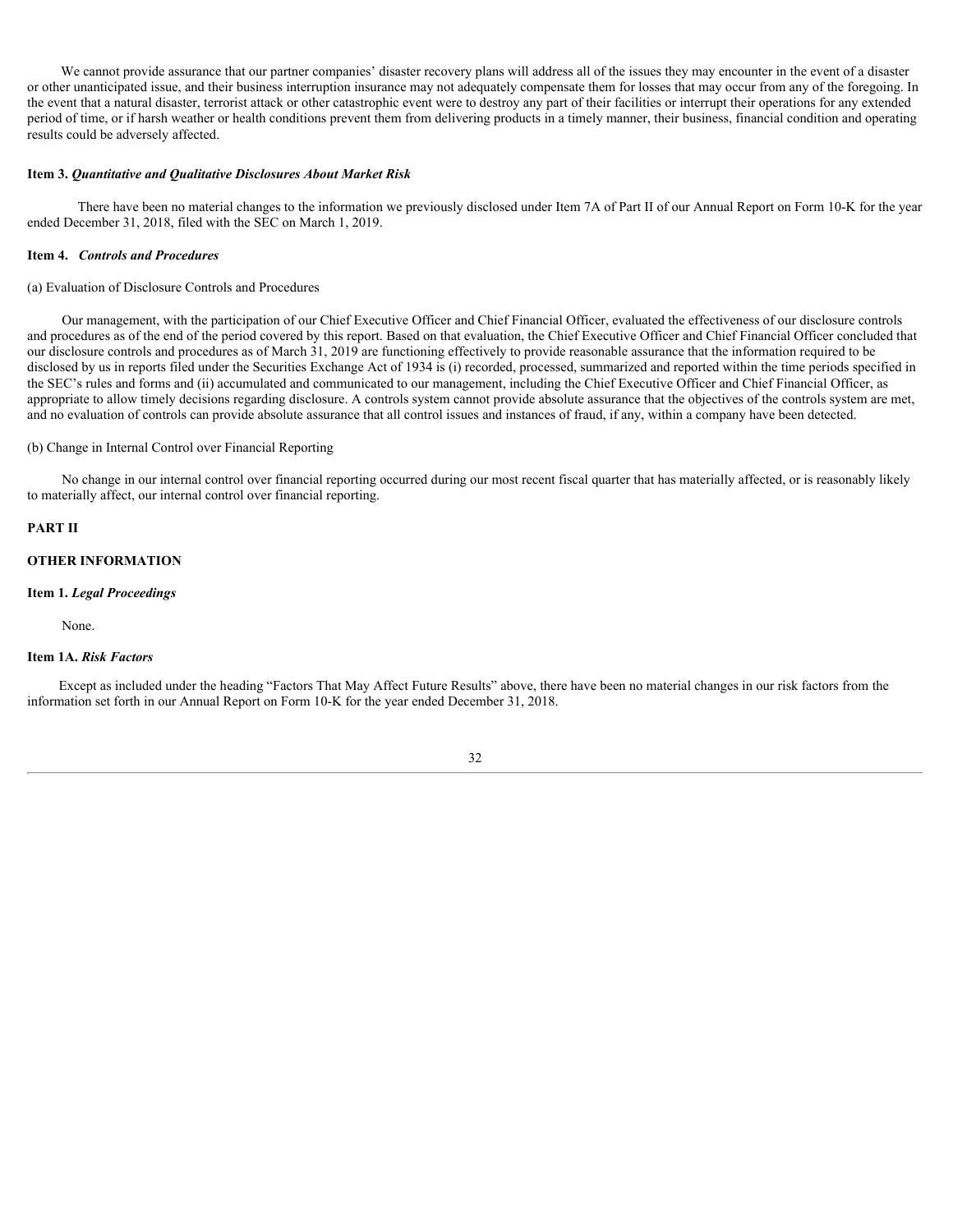We cannot provide assurance that our partner companies' disaster recovery plans will address all of the issues they may encounter in the event of a disaster or other unanticipated issue, and their business interruption insurance may not adequately compensate them for losses that may occur from any of the foregoing. In the event that a natural disaster, terrorist attack or other catastrophic event were to destroy any part of their facilities or interrupt their operations for any extended period of time, or if harsh weather or health conditions prevent them from delivering products in a timely manner, their business, financial condition and operating results could be adversely affected.

### Item 3. *Quantitative and Qualitative Disclosures About Market Risk*

There have been no material changes to the information we previously disclosed under Item 7A of Part II of our Annual Report on Form 10-K for the year ended December 31, 2018, filed with the SEC on March 1, 2019.

### Item 4. *Controls and Procedures*

(a) Evaluation of Disclosure Controls and Procedures

Our management, with the participation of our Chief Executive Officer and Chief Financial Officer, evaluated the effectiveness of our disclosure controls and procedures as of the end of the period covered by this report. Based on that evaluation, the Chief Executive Officer and Chief Financial Officer concluded that our disclosure controls and procedures as of March 31, 2019 are functioning effectively to provide reasonable assurance that the information required to be disclosed by us in reports filed under the Securities Exchange Act of 1934 is (i) recorded, processed, summarized and reported within the time periods specified in the SEC's rules and forms and (ii) accumulated and communicated to our management, including the Chief Executive Officer and Chief Financial Officer, as appropriate to allow timely decisions regarding disclosure. A controls system cannot provide absolute assurance that the objectives of the controls system are met, and no evaluation of controls can provide absolute assurance that all control issues and instances of fraud, if any, within a company have been detected.

(b) Change in Internal Control over Financial Reporting

No change in our internal control over financial reporting occurred during our most recent fiscal quarter that has materially affected, or is reasonably likely to materially affect, our internal control over financial reporting.

## PART II

## OTHER INFORMATION

### Item 1. *Legal Proceedings*

None.

### Item 1A. *Risk Factors*

Except as included under the heading "Factors That May Affect Future Results" above, there have been no material changes in our risk factors from the information set forth in our Annual Report on Form 10-K for the year ended December 31, 2018.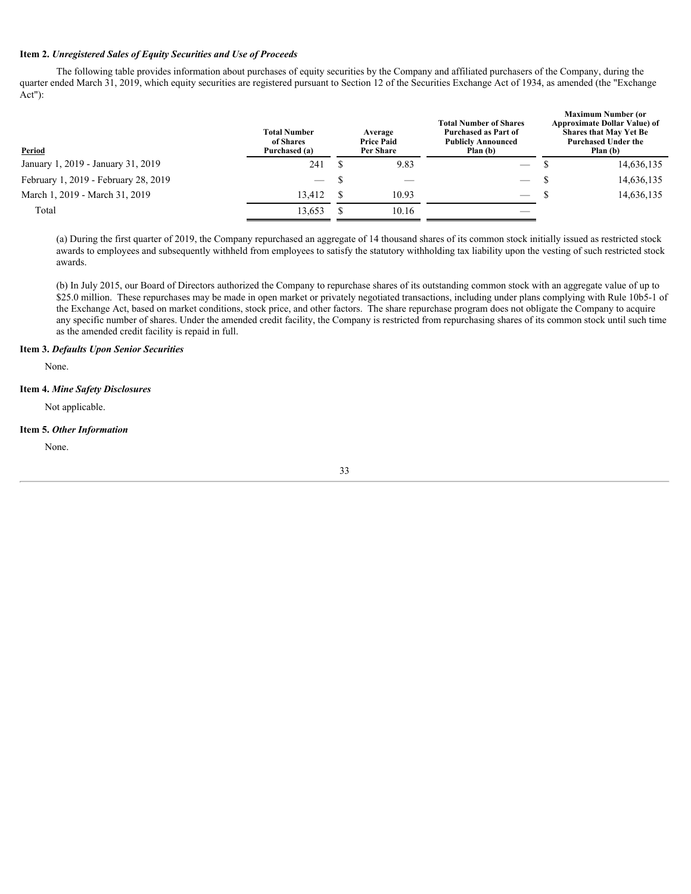**Item 2.** ***Unregistered Sales of Equity Securities and Use of Proceeds***

The following table provides information about purchases of equity securities by the Company and affiliated purchasers of the Company, during the quarter ended March 31, 2019, which equity securities are registered pursuant to Section 12 of the Securities Exchange Act of 1934, as amended (the "Exchange Act"):

| Period | Total Number of Shares Purchased (a) | Average Price Paid Per Share | Total Number of Shares Purchased as Part of Publicly Announced Plan (b) | Maximum Number (or Approximate Dollar Value) of Shares that May Yet Be Purchased Under the Plan (b) |
|---|---|---|---|---|
| January 1, 2019 - January 31, 2019 | 241 | $ 9.83 | — | $ 14,636,135 |
| February 1, 2019 - February 28, 2019 | — | $ — | — | $ 14,636,135 |
| March 1, 2019 - March 31, 2019 | 13,412 | $ 10.93 | — | $ 14,636,135 |
| Total | 13,653 | $ 10.16 | — | |

(a) During the first quarter of 2019, the Company repurchased an aggregate of 14 thousand shares of its common stock initially issued as restricted stock awards to employees and subsequently withheld from employees to satisfy the statutory withholding tax liability upon the vesting of such restricted stock awards.

(b) In July 2015, our Board of Directors authorized the Company to repurchase shares of its outstanding common stock with an aggregate value of up to $25.0 million. These repurchases may be made in open market or privately negotiated transactions, including under plans complying with Rule 10b5-1 of the Exchange Act, based on market conditions, stock price, and other factors. The share repurchase program does not obligate the Company to acquire any specific number of shares. Under the amended credit facility, the Company is restricted from repurchasing shares of its common stock until such time as the amended credit facility is repaid in full.

**Item 3.** ***Defaults Upon Senior Securities***

None.

**Item 4.** ***Mine Safety Disclosures***

Not applicable.

**Item 5.** ***Other Information***

None.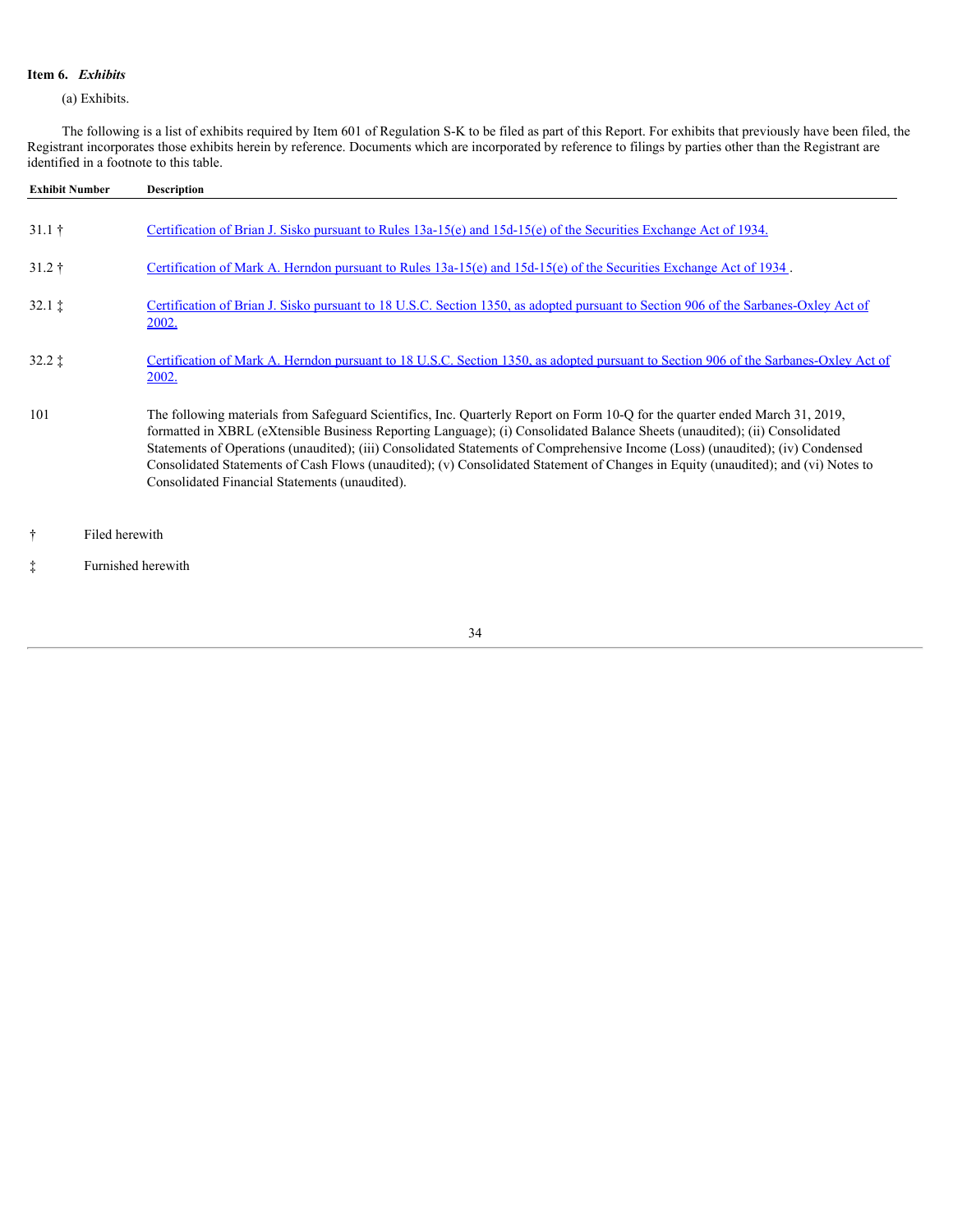**Item 6.** ***Exhibits***

(a) Exhibits.

The following is a list of exhibits required by Item 601 of Regulation S-K to be filed as part of this Report. For exhibits that previously have been filed, the Registrant incorporates those exhibits herein by reference. Documents which are incorporated by reference to filings by parties other than the Registrant are identified in a footnote to this table.

| Exhibit Number | Description |
| --- | --- |
| 31.1 † | Certification of Brian J. Sisko pursuant to Rules 13a-15(e) and 15d-15(e) of the Securities Exchange Act of 1934. |
| 31.2 † | Certification of Mark A. Herndon pursuant to Rules 13a-15(e) and 15d-15(e) of the Securities Exchange Act of 1934 . |
| 32.1 ‡ | Certification of Brian J. Sisko pursuant to 18 U.S.C. Section 1350, as adopted pursuant to Section 906 of the Sarbanes-Oxley Act of 2002. |
| 32.2 ‡ | Certification of Mark A. Herndon pursuant to 18 U.S.C. Section 1350, as adopted pursuant to Section 906 of the Sarbanes-Oxley Act of 2002. |
| 101 | The following materials from Safeguard Scientifics, Inc. Quarterly Report on Form 10-Q for the quarter ended March 31, 2019, formatted in XBRL (eXtensible Business Reporting Language); (i) Consolidated Balance Sheets (unaudited); (ii) Consolidated Statements of Operations (unaudited); (iii) Consolidated Statements of Comprehensive Income (Loss) (unaudited); (iv) Condensed Consolidated Statements of Cash Flows (unaudited); (v) Consolidated Statement of Changes in Equity (unaudited); and (vi) Notes to Consolidated Financial Statements (unaudited). |

† Filed herewith

‡ Furnished herewith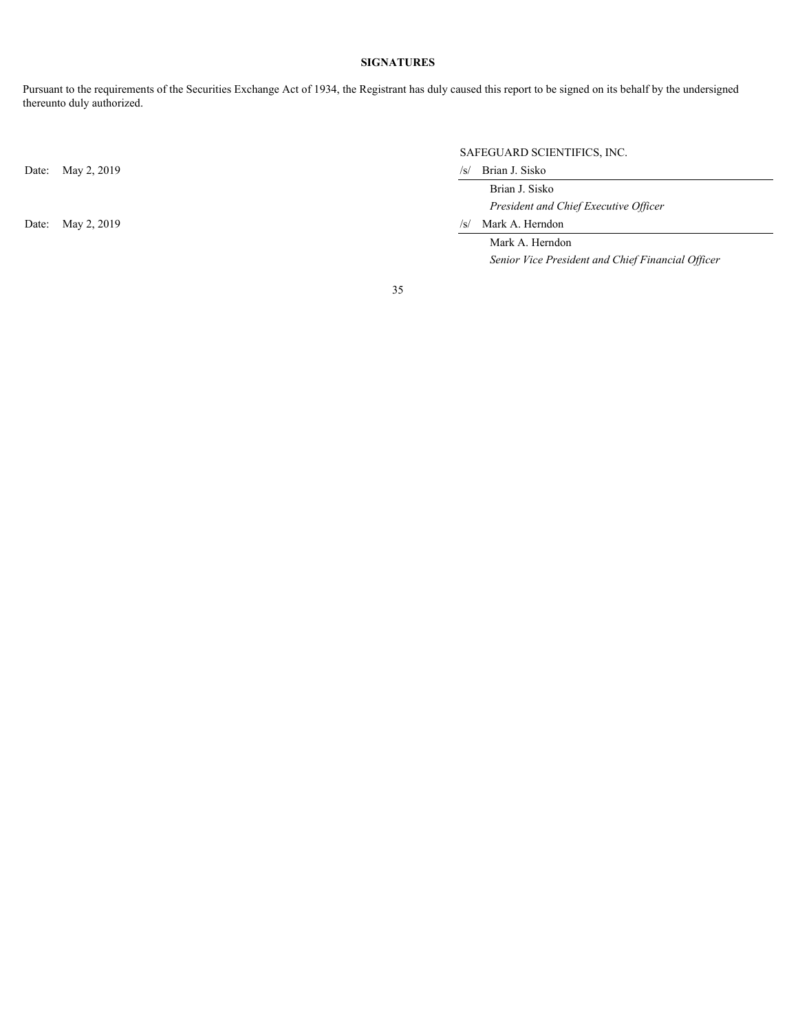**SIGNATURES**

Pursuant to the requirements of the Securities Exchange Act of 1934, the Registrant has duly caused this report to be signed on its behalf by the undersigned thereunto duly authorized.

SAFEGUARD SCIENTIFICS, INC.

| | |
|---|---|
| Date: May 2, 2019 | /s/ Brian J. Sisko |
| | Brian J. Sisko |
| | *President and Chief Executive Officer* |
| Date: May 2, 2019 | /s/ Mark A. Herndon |
| | Mark A. Herndon |
| | *Senior Vice President and Chief Financial Officer* |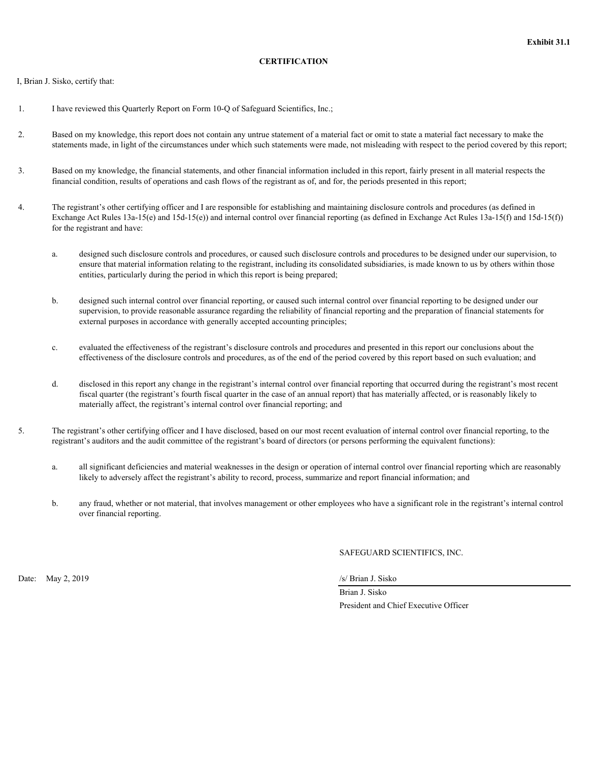**Exhibit 31.1**

**CERTIFICATION**

I, Brian J. Sisko, certify that:

1. I have reviewed this Quarterly Report on Form 10-Q of Safeguard Scientifics, Inc.;

2. Based on my knowledge, this report does not contain any untrue statement of a material fact or omit to state a material fact necessary to make the statements made, in light of the circumstances under which such statements were made, not misleading with respect to the period covered by this report;

3. Based on my knowledge, the financial statements, and other financial information included in this report, fairly present in all material respects the financial condition, results of operations and cash flows of the registrant as of, and for, the periods presented in this report;

4. The registrant's other certifying officer and I are responsible for establishing and maintaining disclosure controls and procedures (as defined in Exchange Act Rules 13a-15(e) and 15d-15(e)) and internal control over financial reporting (as defined in Exchange Act Rules 13a-15(f) and 15d-15(f)) for the registrant and have:

   a. designed such disclosure controls and procedures, or caused such disclosure controls and procedures to be designed under our supervision, to ensure that material information relating to the registrant, including its consolidated subsidiaries, is made known to us by others within those entities, particularly during the period in which this report is being prepared;

   b. designed such internal control over financial reporting, or caused such internal control over financial reporting to be designed under our supervision, to provide reasonable assurance regarding the reliability of financial reporting and the preparation of financial statements for external purposes in accordance with generally accepted accounting principles;

   c. evaluated the effectiveness of the registrant's disclosure controls and procedures and presented in this report our conclusions about the effectiveness of the disclosure controls and procedures, as of the end of the period covered by this report based on such evaluation; and

   d. disclosed in this report any change in the registrant's internal control over financial reporting that occurred during the registrant's most recent fiscal quarter (the registrant's fourth fiscal quarter in the case of an annual report) that has materially affected, or is reasonably likely to materially affect, the registrant's internal control over financial reporting; and

5. The registrant's other certifying officer and I have disclosed, based on our most recent evaluation of internal control over financial reporting, to the registrant's auditors and the audit committee of the registrant's board of directors (or persons performing the equivalent functions):

   a. all significant deficiencies and material weaknesses in the design or operation of internal control over financial reporting which are reasonably likely to adversely affect the registrant's ability to record, process, summarize and report financial information; and

   b. any fraud, whether or not material, that involves management or other employees who have a significant role in the registrant's internal control over financial reporting.

SAFEGUARD SCIENTIFICS, INC.

Date: May 2, 2019

/s/ Brian J. Sisko

Brian J. Sisko

President and Chief Executive Officer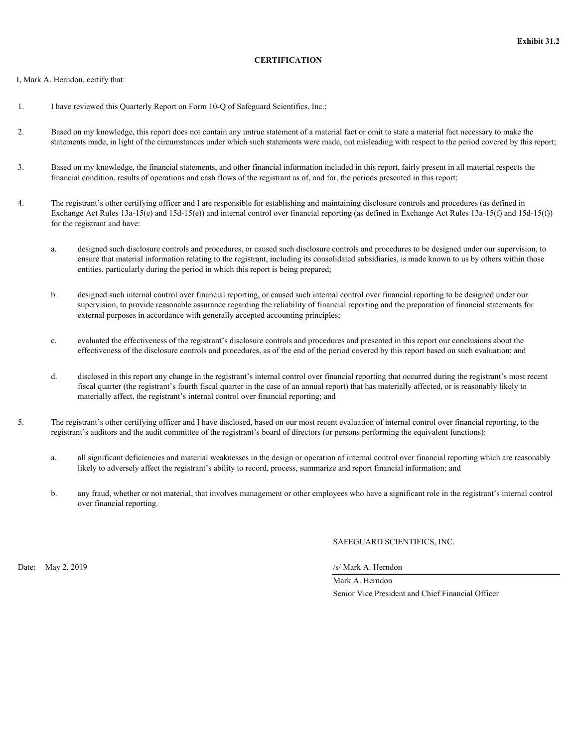**Exhibit 31.2**

**CERTIFICATION**

I, Mark A. Herndon, certify that:

1. I have reviewed this Quarterly Report on Form 10-Q of Safeguard Scientifics, Inc.;

2. Based on my knowledge, this report does not contain any untrue statement of a material fact or omit to state a material fact necessary to make the statements made, in light of the circumstances under which such statements were made, not misleading with respect to the period covered by this report;

3. Based on my knowledge, the financial statements, and other financial information included in this report, fairly present in all material respects the financial condition, results of operations and cash flows of the registrant as of, and for, the periods presented in this report;

4. The registrant's other certifying officer and I are responsible for establishing and maintaining disclosure controls and procedures (as defined in Exchange Act Rules 13a-15(e) and 15d-15(e)) and internal control over financial reporting (as defined in Exchange Act Rules 13a-15(f) and 15d-15(f)) for the registrant and have:

   a. designed such disclosure controls and procedures, or caused such disclosure controls and procedures to be designed under our supervision, to ensure that material information relating to the registrant, including its consolidated subsidiaries, is made known to us by others within those entities, particularly during the period in which this report is being prepared;

   b. designed such internal control over financial reporting, or caused such internal control over financial reporting to be designed under our supervision, to provide reasonable assurance regarding the reliability of financial reporting and the preparation of financial statements for external purposes in accordance with generally accepted accounting principles;

   c. evaluated the effectiveness of the registrant's disclosure controls and procedures and presented in this report our conclusions about the effectiveness of the disclosure controls and procedures, as of the end of the period covered by this report based on such evaluation; and

   d. disclosed in this report any change in the registrant's internal control over financial reporting that occurred during the registrant's most recent fiscal quarter (the registrant's fourth fiscal quarter in the case of an annual report) that has materially affected, or is reasonably likely to materially affect, the registrant's internal control over financial reporting; and

5. The registrant's other certifying officer and I have disclosed, based on our most recent evaluation of internal control over financial reporting, to the registrant's auditors and the audit committee of the registrant's board of directors (or persons performing the equivalent functions):

   a. all significant deficiencies and material weaknesses in the design or operation of internal control over financial reporting which are reasonably likely to adversely affect the registrant's ability to record, process, summarize and report financial information; and

   b. any fraud, whether or not material, that involves management or other employees who have a significant role in the registrant's internal control over financial reporting.

SAFEGUARD SCIENTIFICS, INC.

Date: May 2, 2019

/s/ Mark A. Herndon

Mark A. Herndon

Senior Vice President and Chief Financial Officer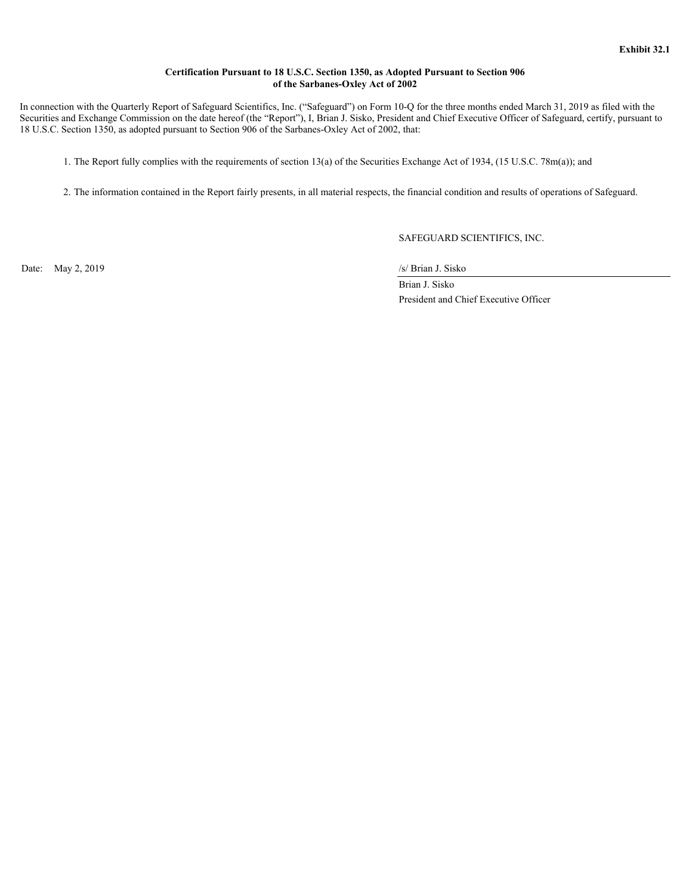**Exhibit 32.1**

**Certification Pursuant to 18 U.S.C. Section 1350, as Adopted Pursuant to Section 906 of the Sarbanes-Oxley Act of 2002**

In connection with the Quarterly Report of Safeguard Scientifics, Inc. ("Safeguard") on Form 10-Q for the three months ended March 31, 2019 as filed with the Securities and Exchange Commission on the date hereof (the "Report"), I, Brian J. Sisko, President and Chief Executive Officer of Safeguard, certify, pursuant to 18 U.S.C. Section 1350, as adopted pursuant to Section 906 of the Sarbanes-Oxley Act of 2002, that:

1. The Report fully complies with the requirements of section 13(a) of the Securities Exchange Act of 1934, (15 U.S.C. 78m(a)); and

2. The information contained in the Report fairly presents, in all material respects, the financial condition and results of operations of Safeguard.

SAFEGUARD SCIENTIFICS, INC.

Date: May 2, 2019

/s/ Brian J. Sisko

Brian J. Sisko

President and Chief Executive Officer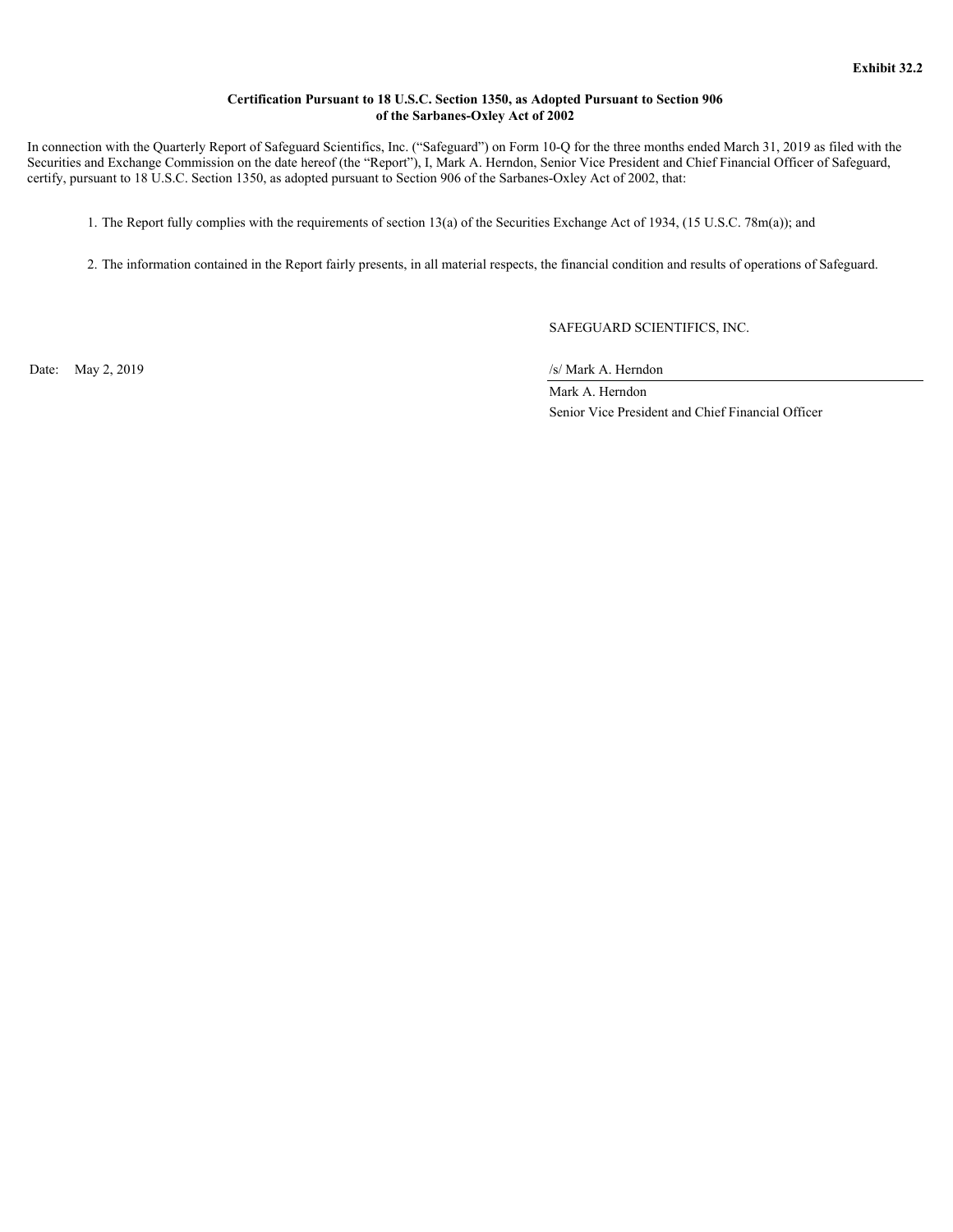**Exhibit 32.2**

**Certification Pursuant to 18 U.S.C. Section 1350, as Adopted Pursuant to Section 906 of the Sarbanes-Oxley Act of 2002**

In connection with the Quarterly Report of Safeguard Scientifics, Inc. ("Safeguard") on Form 10-Q for the three months ended March 31, 2019 as filed with the Securities and Exchange Commission on the date hereof (the "Report"), I, Mark A. Herndon, Senior Vice President and Chief Financial Officer of Safeguard, certify, pursuant to 18 U.S.C. Section 1350, as adopted pursuant to Section 906 of the Sarbanes-Oxley Act of 2002, that:

1. The Report fully complies with the requirements of section 13(a) of the Securities Exchange Act of 1934, (15 U.S.C. 78m(a)); and

2. The information contained in the Report fairly presents, in all material respects, the financial condition and results of operations of Safeguard.

SAFEGUARD SCIENTIFICS, INC.

Date: May 2, 2019

/s/ Mark A. Herndon

Mark A. Herndon

Senior Vice President and Chief Financial Officer